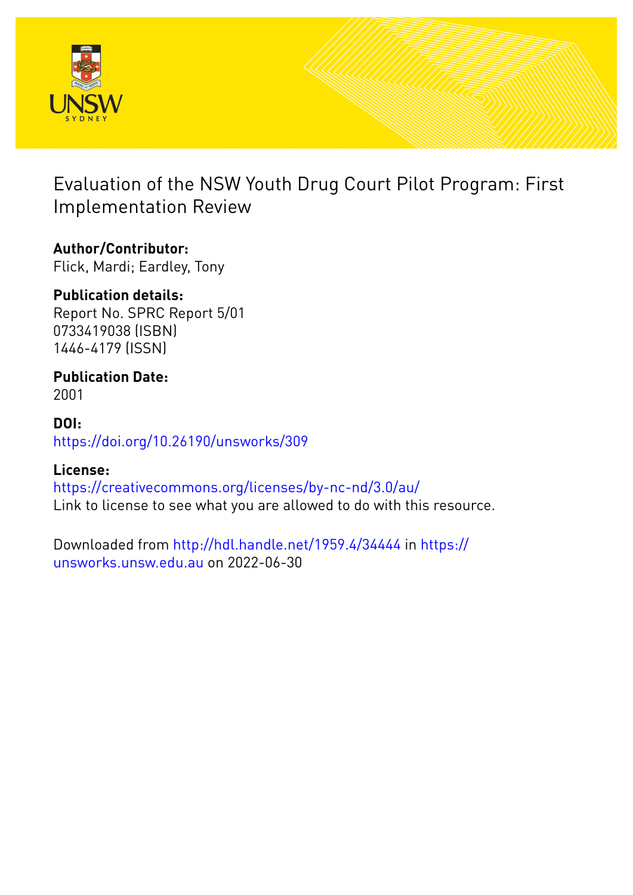# Evaluation of the NSW Youth Drug Court Pilot Program: First Implementation Review

**Author/Contributor:**
Flick, Mardi; Eardley, Tony

**Publication details:**
Report No. SPRC Report 5/01
0733419038 (ISBN)
1446-4179 (ISSN)

**Publication Date:**
2001

**DOI:**
https://doi.org/10.26190/unsworks/309

**License:**
https://creativecommons.org/licenses/by-nc-nd/3.0/au/
Link to license to see what you are allowed to do with this resource.

Downloaded from http://hdl.handle.net/1959.4/34444 in https://unsworks.unsw.edu.au on 2022-06-30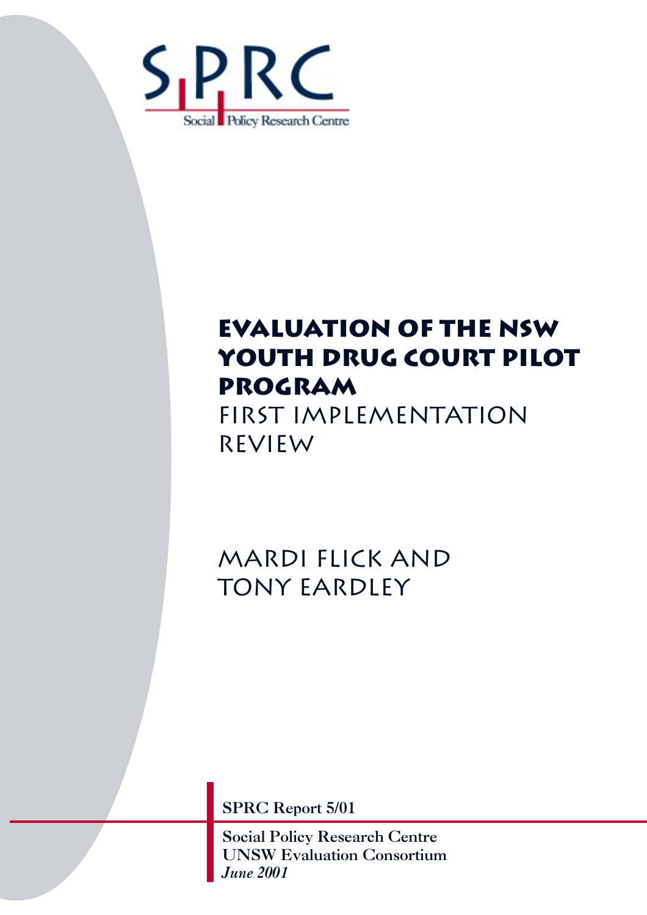SPRC

Social Policy Research Centre

# Evaluation of the NSW Youth Drug Court Pilot Program

## First Implementation Review

Mardi Flick and Tony Eardley

SPRC Report 5/01

Social Policy Research Centre
UNSW Evaluation Consortium
*June 2001*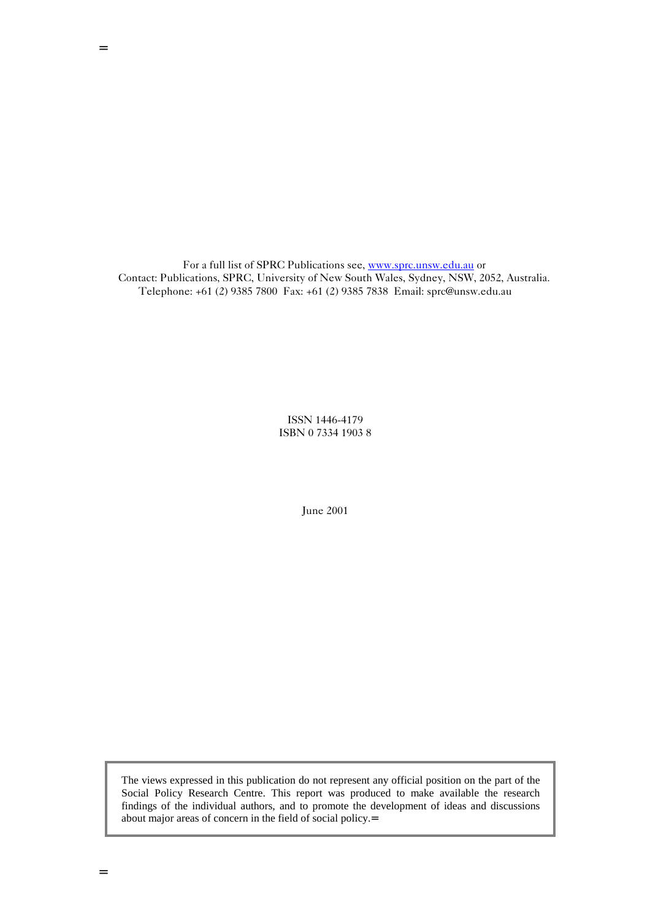For a full list of SPRC Publications see, [www.sprc.unsw.edu.au](http://www.sprc.unsw.edu.au) or
Contact: Publications, SPRC, University of New South Wales, Sydney, NSW, 2052, Australia.
Telephone: +61 (2) 9385 7800 Fax: +61 (2) 9385 7838 Email: sprc@unsw.edu.au

ISSN 1446-4179
ISBN 0 7334 1903 8

June 2001

The views expressed in this publication do not represent any official position on the part of the Social Policy Research Centre. This report was produced to make available the research findings of the individual authors, and to promote the development of ideas and discussions about major areas of concern in the field of social policy.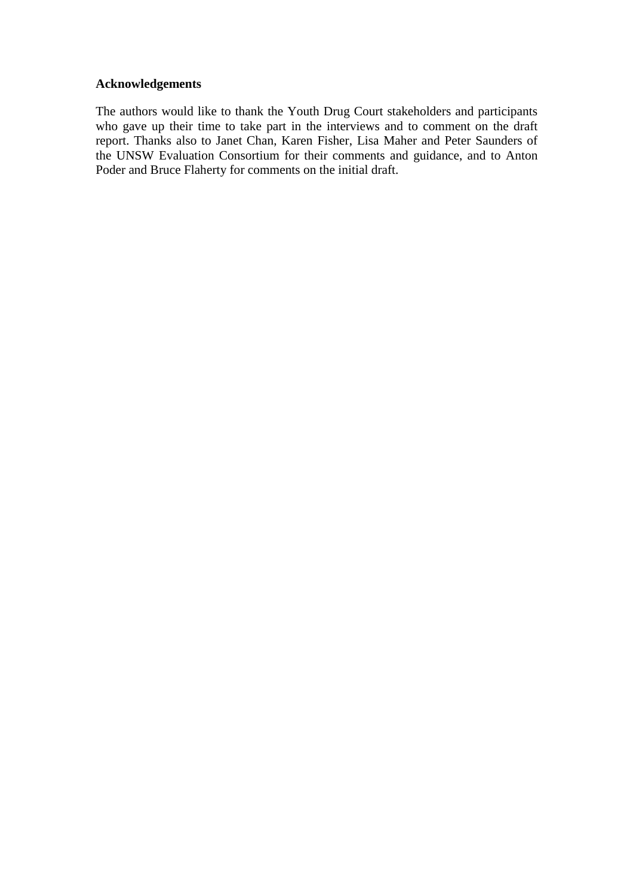**Acknowledgements**

The authors would like to thank the Youth Drug Court stakeholders and participants who gave up their time to take part in the interviews and to comment on the draft report. Thanks also to Janet Chan, Karen Fisher, Lisa Maher and Peter Saunders of the UNSW Evaluation Consortium for their comments and guidance, and to Anton Poder and Bruce Flaherty for comments on the initial draft.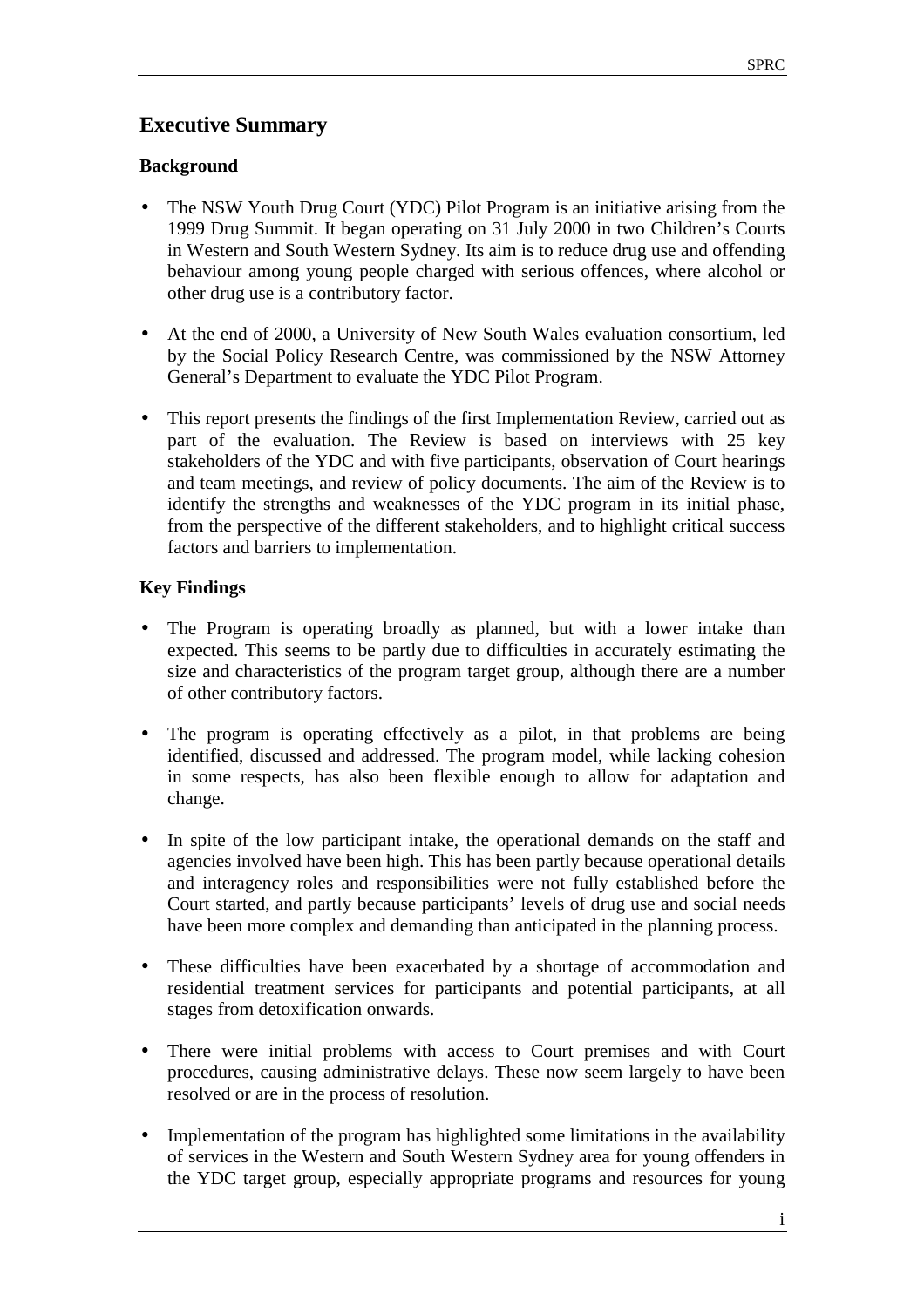## Executive Summary

### Background

- The NSW Youth Drug Court (YDC) Pilot Program is an initiative arising from the 1999 Drug Summit. It began operating on 31 July 2000 in two Children's Courts in Western and South Western Sydney. Its aim is to reduce drug use and offending behaviour among young people charged with serious offences, where alcohol or other drug use is a contributory factor.

- At the end of 2000, a University of New South Wales evaluation consortium, led by the Social Policy Research Centre, was commissioned by the NSW Attorney General's Department to evaluate the YDC Pilot Program.

- This report presents the findings of the first Implementation Review, carried out as part of the evaluation. The Review is based on interviews with 25 key stakeholders of the YDC and with five participants, observation of Court hearings and team meetings, and review of policy documents. The aim of the Review is to identify the strengths and weaknesses of the YDC program in its initial phase, from the perspective of the different stakeholders, and to highlight critical success factors and barriers to implementation.

### Key Findings

- The Program is operating broadly as planned, but with a lower intake than expected. This seems to be partly due to difficulties in accurately estimating the size and characteristics of the program target group, although there are a number of other contributory factors.

- The program is operating effectively as a pilot, in that problems are being identified, discussed and addressed. The program model, while lacking cohesion in some respects, has also been flexible enough to allow for adaptation and change.

- In spite of the low participant intake, the operational demands on the staff and agencies involved have been high. This has been partly because operational details and interagency roles and responsibilities were not fully established before the Court started, and partly because participants' levels of drug use and social needs have been more complex and demanding than anticipated in the planning process.

- These difficulties have been exacerbated by a shortage of accommodation and residential treatment services for participants and potential participants, at all stages from detoxification onwards.

- There were initial problems with access to Court premises and with Court procedures, causing administrative delays. These now seem largely to have been resolved or are in the process of resolution.

- Implementation of the program has highlighted some limitations in the availability of services in the Western and South Western Sydney area for young offenders in the YDC target group, especially appropriate programs and resources for young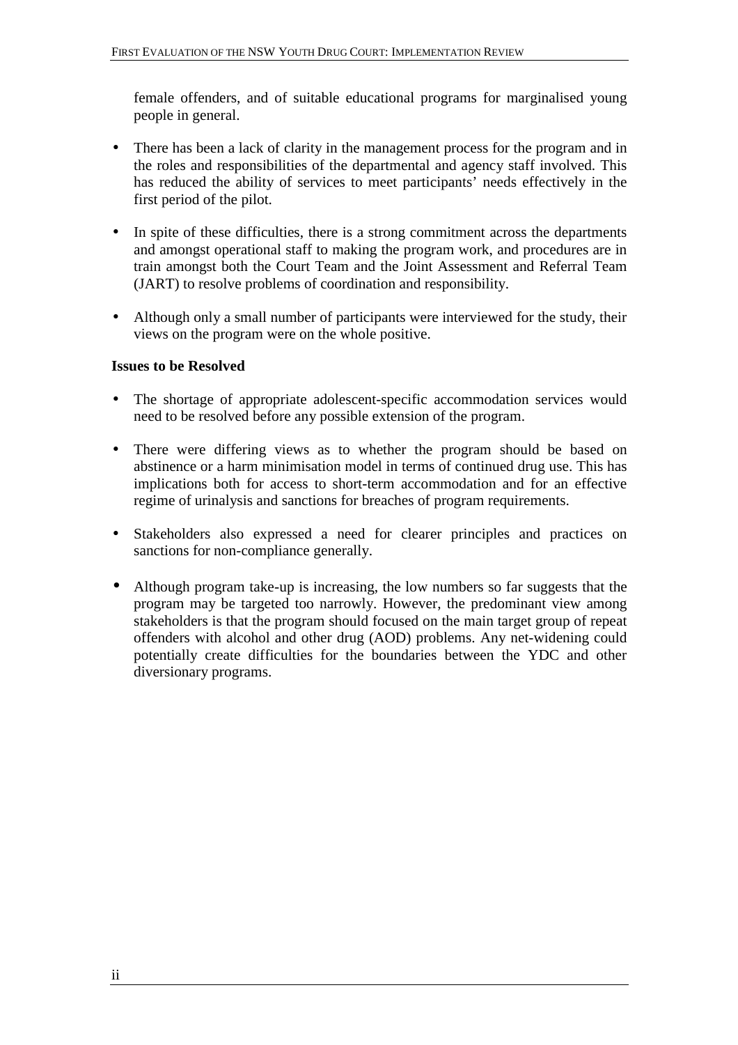female offenders, and of suitable educational programs for marginalised young people in general.

- There has been a lack of clarity in the management process for the program and in the roles and responsibilities of the departmental and agency staff involved. This has reduced the ability of services to meet participants' needs effectively in the first period of the pilot.

- In spite of these difficulties, there is a strong commitment across the departments and amongst operational staff to making the program work, and procedures are in train amongst both the Court Team and the Joint Assessment and Referral Team (JART) to resolve problems of coordination and responsibility.

- Although only a small number of participants were interviewed for the study, their views on the program were on the whole positive.

**Issues to be Resolved**

- The shortage of appropriate adolescent-specific accommodation services would need to be resolved before any possible extension of the program.

- There were differing views as to whether the program should be based on abstinence or a harm minimisation model in terms of continued drug use. This has implications both for access to short-term accommodation and for an effective regime of urinalysis and sanctions for breaches of program requirements.

- Stakeholders also expressed a need for clearer principles and practices on sanctions for non-compliance generally.

- Although program take-up is increasing, the low numbers so far suggests that the program may be targeted too narrowly. However, the predominant view among stakeholders is that the program should focused on the main target group of repeat offenders with alcohol and other drug (AOD) problems. Any net-widening could potentially create difficulties for the boundaries between the YDC and other diversionary programs.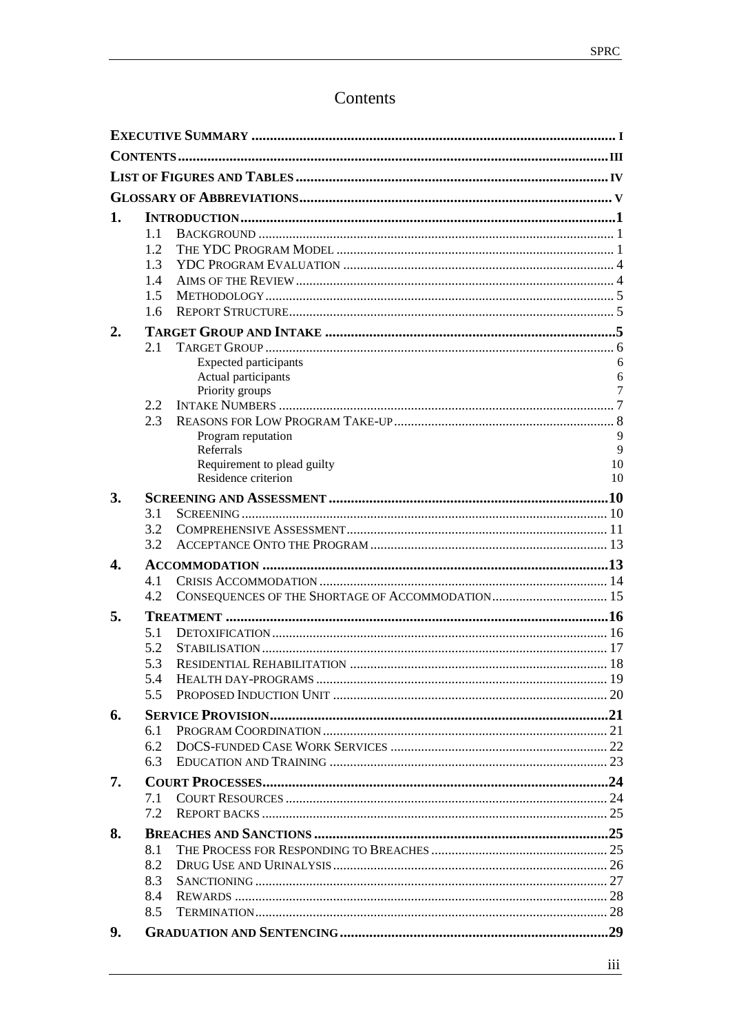# Contents

| | | | |
|---|---|---|---|
| **Executive Summary** | | | **i** |
| **Contents** | | | **iii** |
| **List of Figures and Tables** | | | **iv** |
| **Glossary of Abbreviations** | | | **v** |
| **1.** | **Introduction** | | **1** |
| | 1.1 | Background | 1 |
| | 1.2 | The YDC Program Model | 1 |
| | 1.3 | YDC Program Evaluation | 4 |
| | 1.4 | Aims of the Review | 4 |
| | 1.5 | Methodology | 5 |
| | 1.6 | Report Structure | 5 |
| **2.** | **Target Group and Intake** | | **5** |
| | 2.1 | Target Group | 6 |
| | | Expected participants | 6 |
| | | Actual participants | 6 |
| | | Priority groups | 7 |
| | 2.2 | Intake Numbers | 7 |
| | 2.3 | Reasons for Low Program Take-up | 8 |
| | | Program reputation | 9 |
| | | Referrals | 9 |
| | | Requirement to plead guilty | 10 |
| | | Residence criterion | 10 |
| **3.** | **Screening and Assessment** | | **10** |
| | 3.1 | Screening | 10 |
| | 3.2 | Comprehensive Assessment | 11 |
| | 3.2 | Acceptance onto the Program | 13 |
| **4.** | **Accommodation** | | **13** |
| | 4.1 | Crisis Accommodation | 14 |
| | 4.2 | Consequences of the Shortage of Accommodation | 15 |
| **5.** | **Treatment** | | **16** |
| | 5.1 | Detoxification | 16 |
| | 5.2 | Stabilisation | 17 |
| | 5.3 | Residential Rehabilitation | 18 |
| | 5.4 | Health day-programs | 19 |
| | 5.5 | Proposed Induction Unit | 20 |
| **6.** | **Service Provision** | | **21** |
| | 6.1 | Program Coordination | 21 |
| | 6.2 | DoCS-funded Case Work Services | 22 |
| | 6.3 | Education and Training | 23 |
| **7.** | **Court Processes** | | **24** |
| | 7.1 | Court Resources | 24 |
| | 7.2 | Report Backs | 25 |
| **8.** | **Breaches and Sanctions** | | **25** |
| | 8.1 | The Process for Responding to Breaches | 25 |
| | 8.2 | Drug Use and Urinalysis | 26 |
| | 8.3 | Sanctioning | 27 |
| | 8.4 | Rewards | 28 |
| | 8.5 | Termination | 28 |
| **9.** | **Graduation and Sentencing** | | **29** |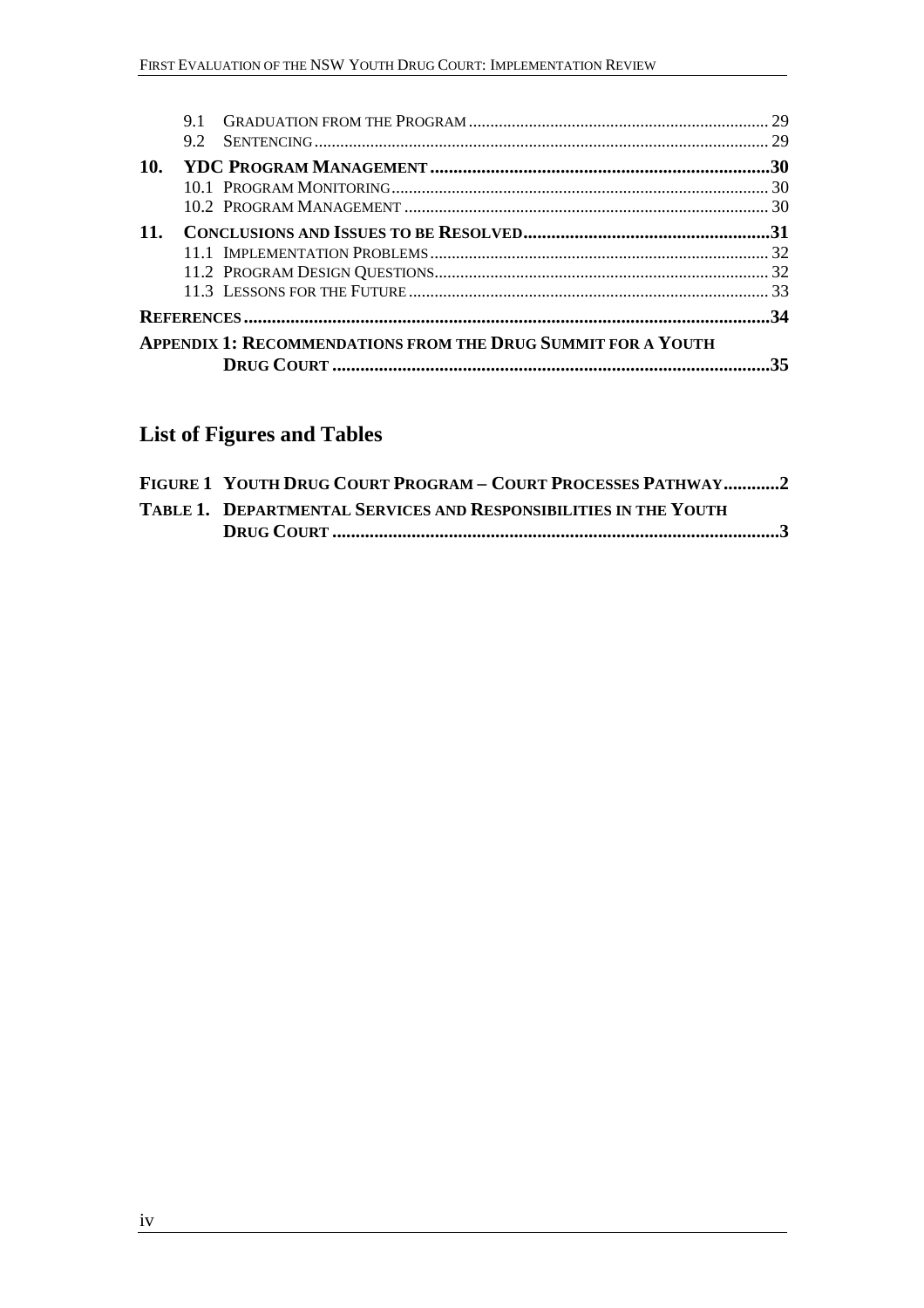- 9.1 Graduation from the Program ..... 29
- 9.2 Sentencing ..... 29

**10. YDC Program Management ..... 30**

- 10.1 Program Monitoring ..... 30
- 10.2 Program Management ..... 30

**11. Conclusions and Issues to be Resolved ..... 31**

- 11.1 Implementation Problems ..... 32
- 11.2 Program Design Questions ..... 32
- 11.3 Lessons for the Future ..... 33

**References ..... 34**

**Appendix 1: Recommendations from the Drug Summit for a Youth Drug Court ..... 35**

## List of Figures and Tables

**Figure 1 Youth Drug Court Program – Court Processes Pathway ..... 2**

**Table 1. Departmental Services and Responsibilities in the Youth Drug Court ..... 3**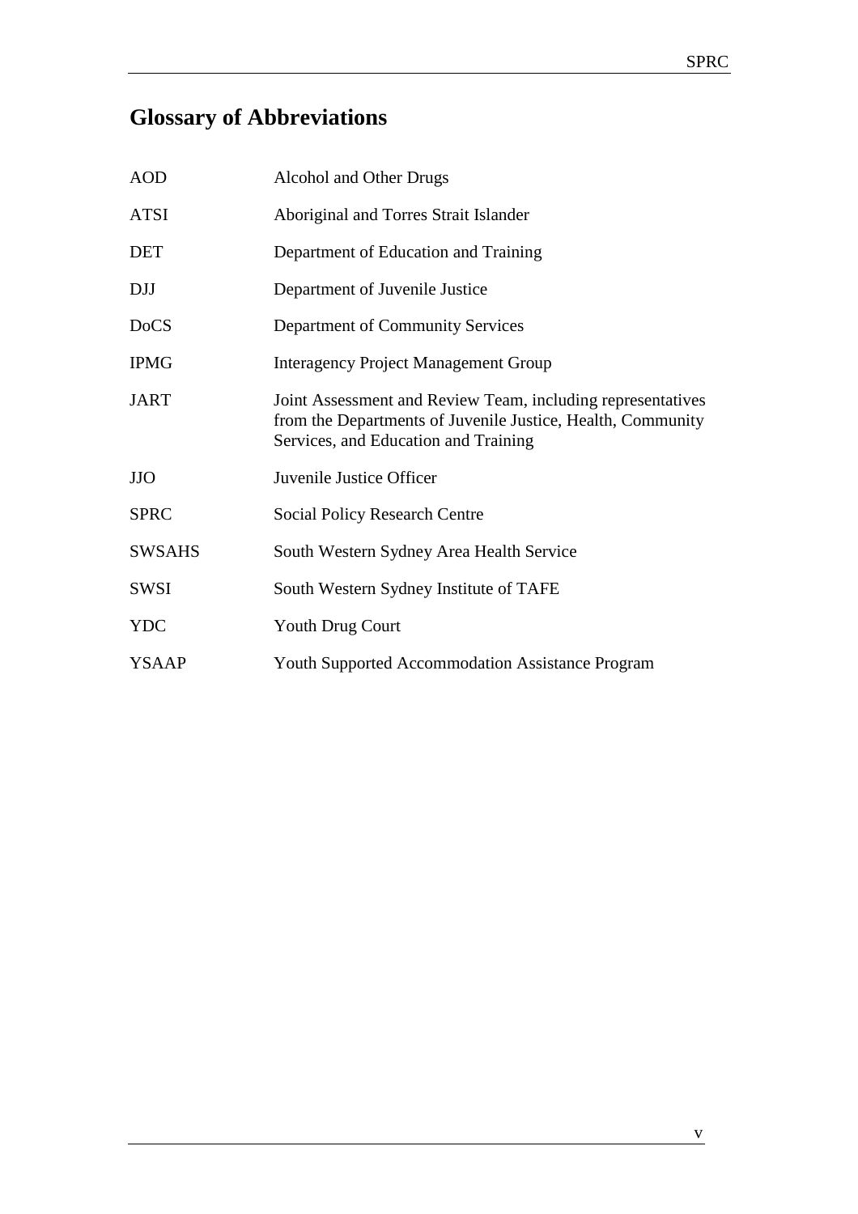# Glossary of Abbreviations

| | |
|---|---|
| AOD | Alcohol and Other Drugs |
| ATSI | Aboriginal and Torres Strait Islander |
| DET | Department of Education and Training |
| DJJ | Department of Juvenile Justice |
| DoCS | Department of Community Services |
| IPMG | Interagency Project Management Group |
| JART | Joint Assessment and Review Team, including representatives from the Departments of Juvenile Justice, Health, Community Services, and Education and Training |
| JJO | Juvenile Justice Officer |
| SPRC | Social Policy Research Centre |
| SWSAHS | South Western Sydney Area Health Service |
| SWSI | South Western Sydney Institute of TAFE |
| YDC | Youth Drug Court |
| YSAAP | Youth Supported Accommodation Assistance Program |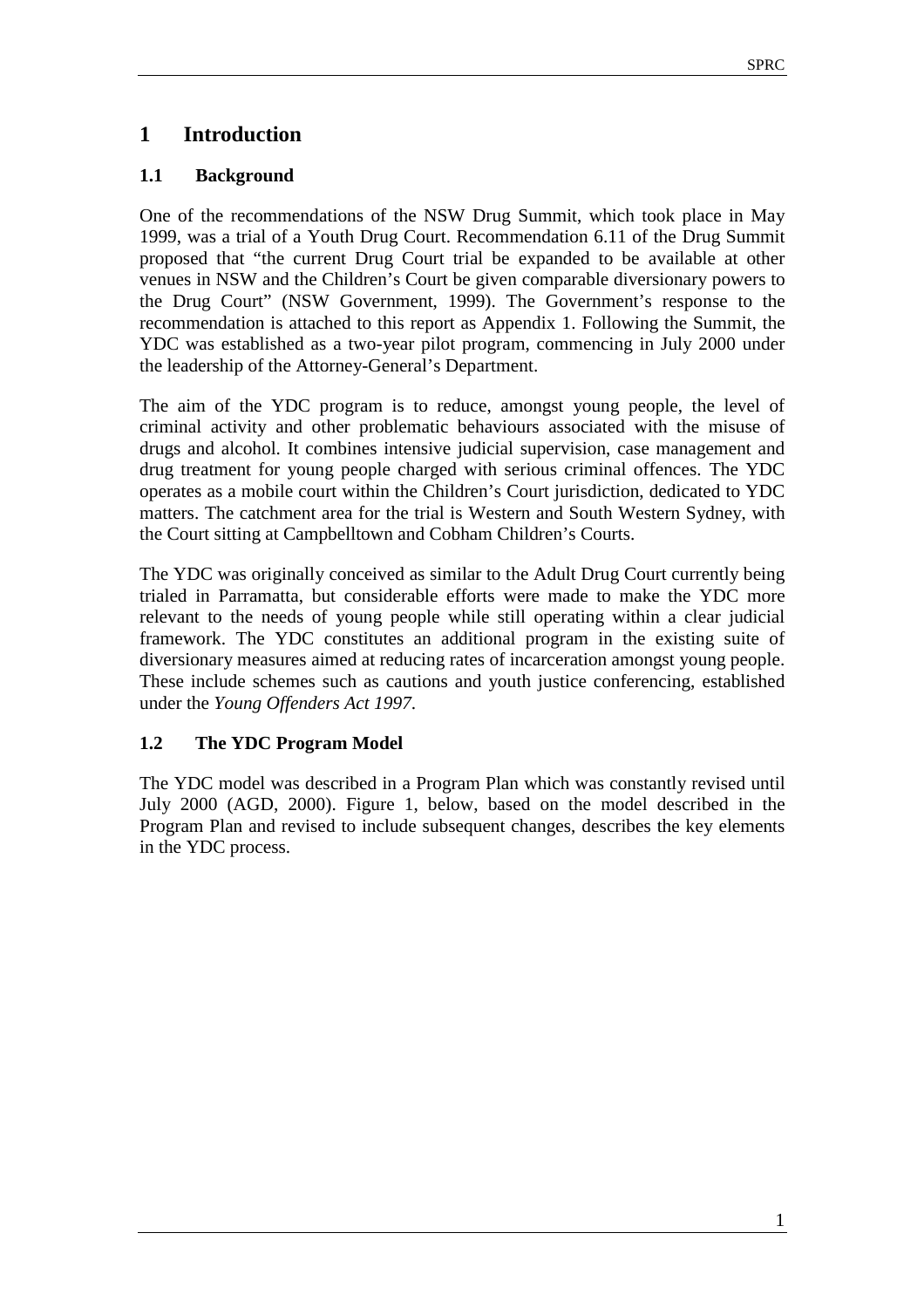# 1 Introduction

## 1.1 Background

One of the recommendations of the NSW Drug Summit, which took place in May 1999, was a trial of a Youth Drug Court. Recommendation 6.11 of the Drug Summit proposed that "the current Drug Court trial be expanded to be available at other venues in NSW and the Children's Court be given comparable diversionary powers to the Drug Court" (NSW Government, 1999). The Government's response to the recommendation is attached to this report as Appendix 1. Following the Summit, the YDC was established as a two-year pilot program, commencing in July 2000 under the leadership of the Attorney-General's Department.

The aim of the YDC program is to reduce, amongst young people, the level of criminal activity and other problematic behaviours associated with the misuse of drugs and alcohol. It combines intensive judicial supervision, case management and drug treatment for young people charged with serious criminal offences. The YDC operates as a mobile court within the Children's Court jurisdiction, dedicated to YDC matters. The catchment area for the trial is Western and South Western Sydney, with the Court sitting at Campbelltown and Cobham Children's Courts.

The YDC was originally conceived as similar to the Adult Drug Court currently being trialed in Parramatta, but considerable efforts were made to make the YDC more relevant to the needs of young people while still operating within a clear judicial framework. The YDC constitutes an additional program in the existing suite of diversionary measures aimed at reducing rates of incarceration amongst young people. These include schemes such as cautions and youth justice conferencing, established under the *Young Offenders Act 1997*.

## 1.2 The YDC Program Model

The YDC model was described in a Program Plan which was constantly revised until July 2000 (AGD, 2000). Figure 1, below, based on the model described in the Program Plan and revised to include subsequent changes, describes the key elements in the YDC process.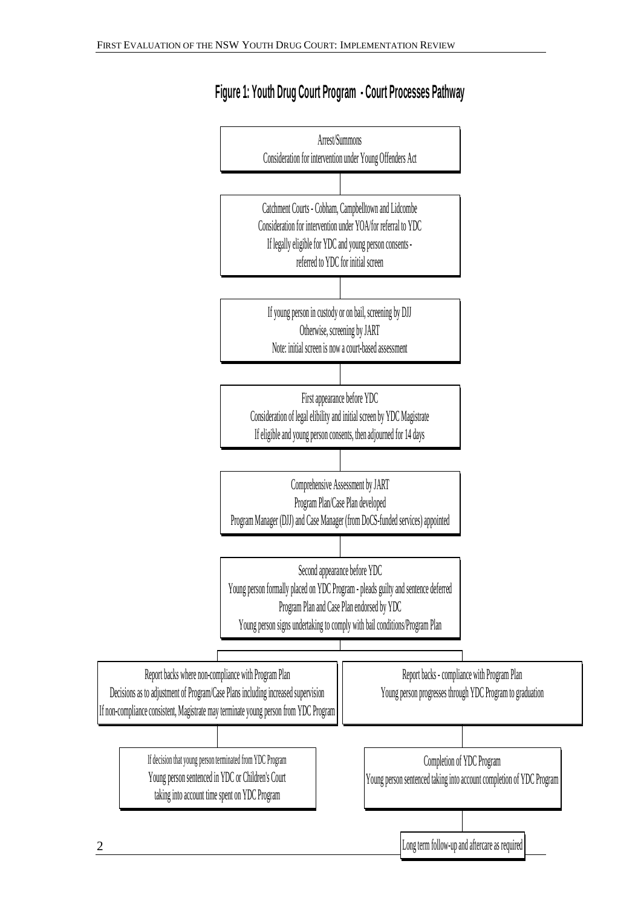## Figure 1: Youth Drug Court Program - Court Processes Pathway

Arrest/Summons
Consideration for intervention under Young Offenders Act

↓

Catchment Courts - Cobham, Campbelltown and Lidcombe
Consideration for intervention under YOA/for referral to YDC
If legally eligible for YDC and young person consents - referred to YDC for initial screen

↓

If young person in custody or on bail, screening by DJJ
Otherwise, screening by JART
Note: initial screen is now a court-based assessment

↓

First appearance before YDC
Consideration of legal elibility and initial screen by YDC Magistrate
If eligible and young person consents, then adjourned for 14 days

↓

Comprehensive Assessment by JART
Program Plan/Case Plan developed
Program Manager (DJJ) and Case Manager (from DoCS-funded services) appointed

↓

Second appearance before YDC
Young person formally placed on YDC Program - pleads guilty and sentence deferred
Program Plan and Case Plan endorsed by YDC
Young person signs undertaking to comply with bail conditions/Program Plan

↓

**Branch 1:**

Report backs where non-compliance with Program Plan
Decisions as to adjustment of Program/Case Plans including increased supervision
If non-compliance consistent, Magistrate may terminate young person from YDC Program

↓

If decision that young person terminated from YDC Program
Young person sentenced in YDC or Children's Court taking into account time spent on YDC Program

**Branch 2:**

Report backs - compliance with Program Plan
Young person progresses through YDC Program to graduation

↓

Completion of YDC Program
Young person sentenced taking into account completion of YDC Program

↓

Long term follow-up and aftercare as required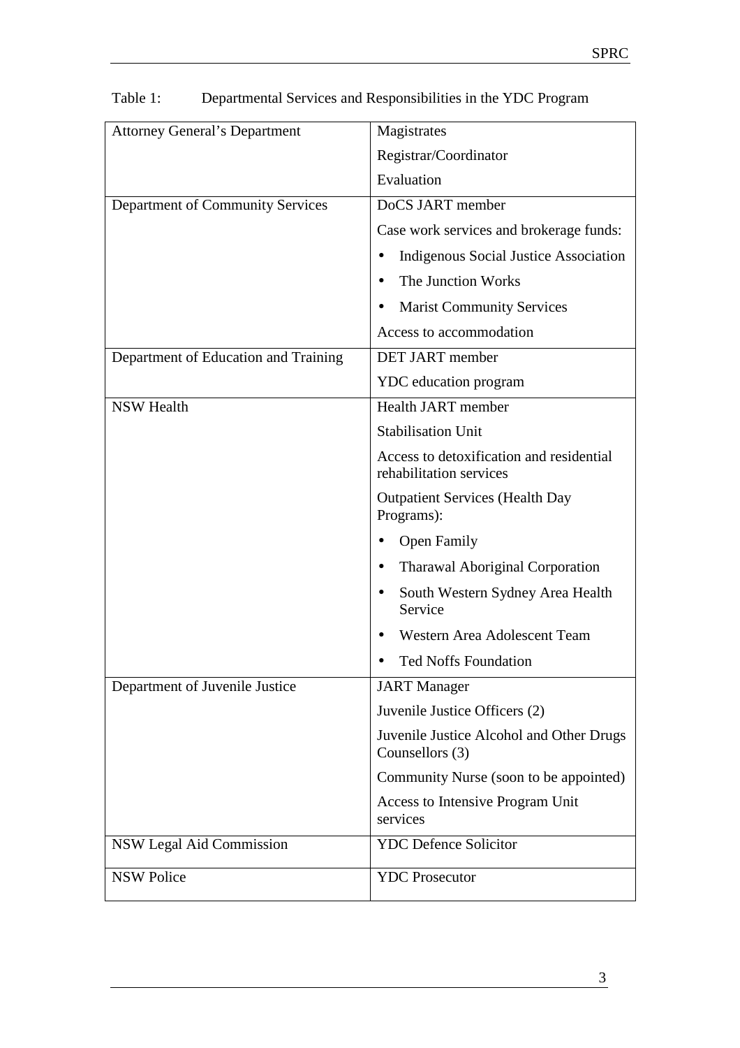Table 1: Departmental Services and Responsibilities in the YDC Program

| Department | Services and Responsibilities |
| --- | --- |
| Attorney General's Department | Magistrates<br>Registrar/Coordinator<br>Evaluation |
| Department of Community Services | DoCS JART member<br>Case work services and brokerage funds:<br>• Indigenous Social Justice Association<br>• The Junction Works<br>• Marist Community Services<br>Access to accommodation |
| Department of Education and Training | DET JART member<br>YDC education program |
| NSW Health | Health JART member<br>Stabilisation Unit<br>Access to detoxification and residential rehabilitation services<br>Outpatient Services (Health Day Programs):<br>• Open Family<br>• Tharawal Aboriginal Corporation<br>• South Western Sydney Area Health Service<br>• Western Area Adolescent Team<br>• Ted Noffs Foundation |
| Department of Juvenile Justice | JART Manager<br>Juvenile Justice Officers (2)<br>Juvenile Justice Alcohol and Other Drugs Counsellors (3)<br>Community Nurse (soon to be appointed)<br>Access to Intensive Program Unit services |
| NSW Legal Aid Commission | YDC Defence Solicitor |
| NSW Police | YDC Prosecutor |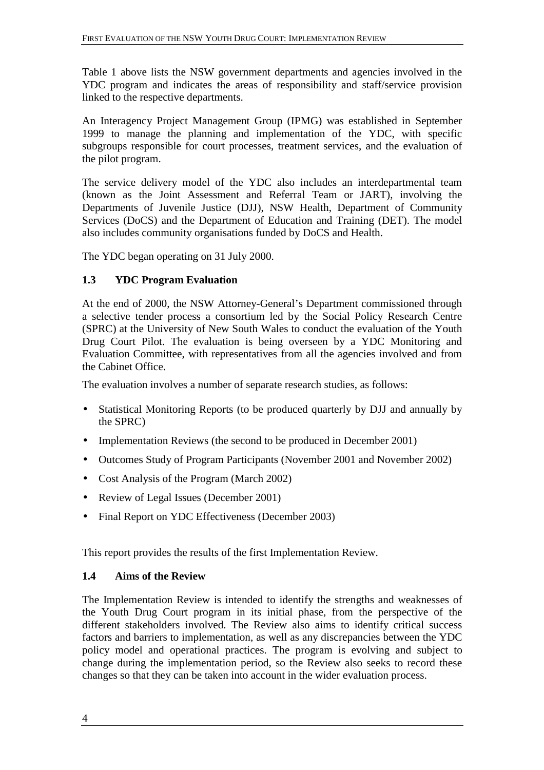Table 1 above lists the NSW government departments and agencies involved in the YDC program and indicates the areas of responsibility and staff/service provision linked to the respective departments.

An Interagency Project Management Group (IPMG) was established in September 1999 to manage the planning and implementation of the YDC, with specific subgroups responsible for court processes, treatment services, and the evaluation of the pilot program.

The service delivery model of the YDC also includes an interdepartmental team (known as the Joint Assessment and Referral Team or JART), involving the Departments of Juvenile Justice (DJJ), NSW Health, Department of Community Services (DoCS) and the Department of Education and Training (DET). The model also includes community organisations funded by DoCS and Health.

The YDC began operating on 31 July 2000.

### 1.3 YDC Program Evaluation

At the end of 2000, the NSW Attorney-General's Department commissioned through a selective tender process a consortium led by the Social Policy Research Centre (SPRC) at the University of New South Wales to conduct the evaluation of the Youth Drug Court Pilot. The evaluation is being overseen by a YDC Monitoring and Evaluation Committee, with representatives from all the agencies involved and from the Cabinet Office.

The evaluation involves a number of separate research studies, as follows:

- Statistical Monitoring Reports (to be produced quarterly by DJJ and annually by the SPRC)
- Implementation Reviews (the second to be produced in December 2001)
- Outcomes Study of Program Participants (November 2001 and November 2002)
- Cost Analysis of the Program (March 2002)
- Review of Legal Issues (December 2001)
- Final Report on YDC Effectiveness (December 2003)

This report provides the results of the first Implementation Review.

### 1.4 Aims of the Review

The Implementation Review is intended to identify the strengths and weaknesses of the Youth Drug Court program in its initial phase, from the perspective of the different stakeholders involved. The Review also aims to identify critical success factors and barriers to implementation, as well as any discrepancies between the YDC policy model and operational practices. The program is evolving and subject to change during the implementation period, so the Review also seeks to record these changes so that they can be taken into account in the wider evaluation process.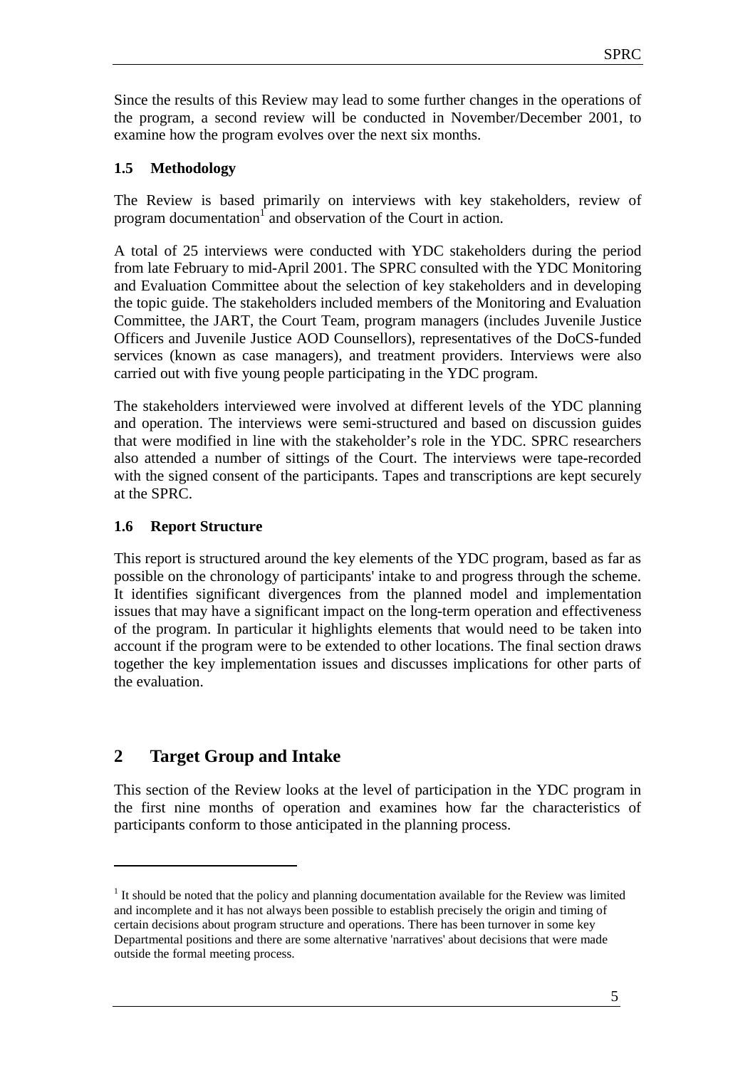Since the results of this Review may lead to some further changes in the operations of the program, a second review will be conducted in November/December 2001, to examine how the program evolves over the next six months.

### 1.5 Methodology

The Review is based primarily on interviews with key stakeholders, review of program documentation[1] and observation of the Court in action.

A total of 25 interviews were conducted with YDC stakeholders during the period from late February to mid-April 2001. The SPRC consulted with the YDC Monitoring and Evaluation Committee about the selection of key stakeholders and in developing the topic guide. The stakeholders included members of the Monitoring and Evaluation Committee, the JART, the Court Team, program managers (includes Juvenile Justice Officers and Juvenile Justice AOD Counsellors), representatives of the DoCS-funded services (known as case managers), and treatment providers. Interviews were also carried out with five young people participating in the YDC program.

The stakeholders interviewed were involved at different levels of the YDC planning and operation. The interviews were semi-structured and based on discussion guides that were modified in line with the stakeholder's role in the YDC. SPRC researchers also attended a number of sittings of the Court. The interviews were tape-recorded with the signed consent of the participants. Tapes and transcriptions are kept securely at the SPRC.

### 1.6 Report Structure

This report is structured around the key elements of the YDC program, based as far as possible on the chronology of participants' intake to and progress through the scheme. It identifies significant divergences from the planned model and implementation issues that may have a significant impact on the long-term operation and effectiveness of the program. In particular it highlights elements that would need to be taken into account if the program were to be extended to other locations. The final section draws together the key implementation issues and discusses implications for other parts of the evaluation.

## 2 Target Group and Intake

This section of the Review looks at the level of participation in the YDC program in the first nine months of operation and examines how far the characteristics of participants conform to those anticipated in the planning process.

---

[1] It should be noted that the policy and planning documentation available for the Review was limited and incomplete and it has not always been possible to establish precisely the origin and timing of certain decisions about program structure and operations. There has been turnover in some key Departmental positions and there are some alternative 'narratives' about decisions that were made outside the formal meeting process.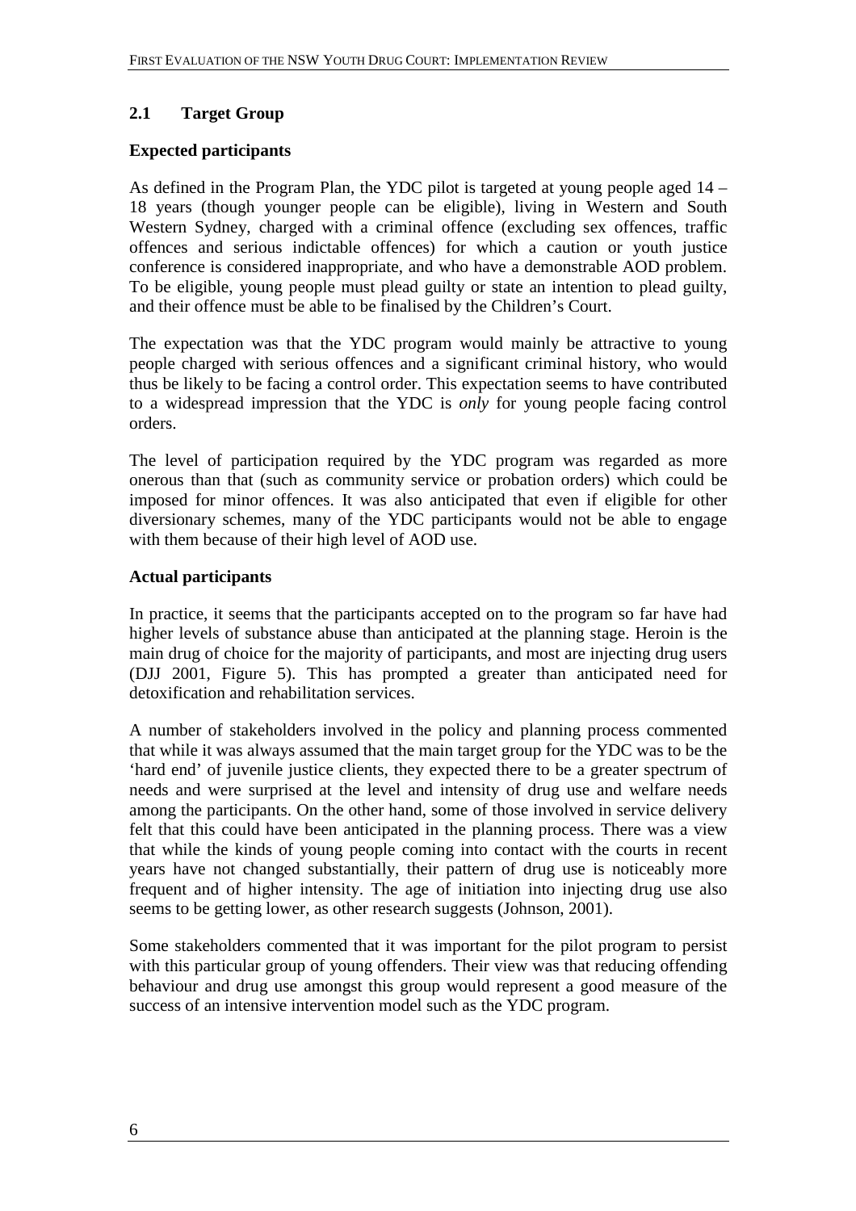## 2.1 Target Group

### Expected participants

As defined in the Program Plan, the YDC pilot is targeted at young people aged 14 – 18 years (though younger people can be eligible), living in Western and South Western Sydney, charged with a criminal offence (excluding sex offences, traffic offences and serious indictable offences) for which a caution or youth justice conference is considered inappropriate, and who have a demonstrable AOD problem. To be eligible, young people must plead guilty or state an intention to plead guilty, and their offence must be able to be finalised by the Children's Court.

The expectation was that the YDC program would mainly be attractive to young people charged with serious offences and a significant criminal history, who would thus be likely to be facing a control order. This expectation seems to have contributed to a widespread impression that the YDC is *only* for young people facing control orders.

The level of participation required by the YDC program was regarded as more onerous than that (such as community service or probation orders) which could be imposed for minor offences. It was also anticipated that even if eligible for other diversionary schemes, many of the YDC participants would not be able to engage with them because of their high level of AOD use.

### Actual participants

In practice, it seems that the participants accepted on to the program so far have had higher levels of substance abuse than anticipated at the planning stage. Heroin is the main drug of choice for the majority of participants, and most are injecting drug users (DJJ 2001, Figure 5). This has prompted a greater than anticipated need for detoxification and rehabilitation services.

A number of stakeholders involved in the policy and planning process commented that while it was always assumed that the main target group for the YDC was to be the 'hard end' of juvenile justice clients, they expected there to be a greater spectrum of needs and were surprised at the level and intensity of drug use and welfare needs among the participants. On the other hand, some of those involved in service delivery felt that this could have been anticipated in the planning process. There was a view that while the kinds of young people coming into contact with the courts in recent years have not changed substantially, their pattern of drug use is noticeably more frequent and of higher intensity. The age of initiation into injecting drug use also seems to be getting lower, as other research suggests (Johnson, 2001).

Some stakeholders commented that it was important for the pilot program to persist with this particular group of young offenders. Their view was that reducing offending behaviour and drug use amongst this group would represent a good measure of the success of an intensive intervention model such as the YDC program.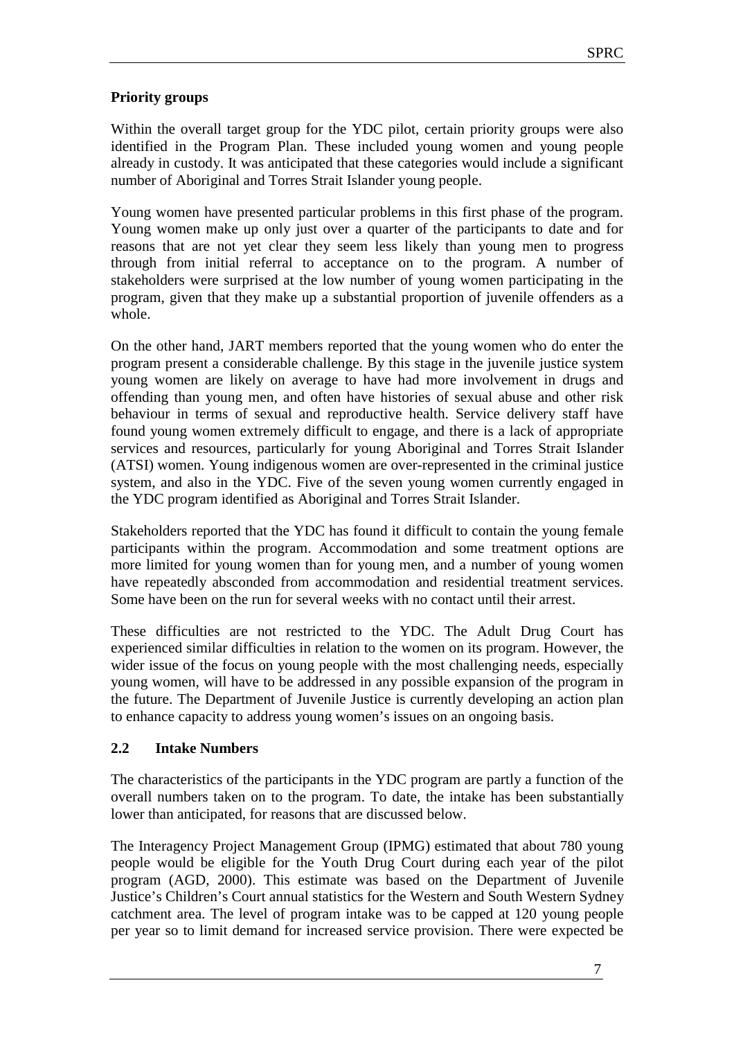### Priority groups

Within the overall target group for the YDC pilot, certain priority groups were also identified in the Program Plan. These included young women and young people already in custody. It was anticipated that these categories would include a significant number of Aboriginal and Torres Strait Islander young people.

Young women have presented particular problems in this first phase of the program. Young women make up only just over a quarter of the participants to date and for reasons that are not yet clear they seem less likely than young men to progress through from initial referral to acceptance on to the program. A number of stakeholders were surprised at the low number of young women participating in the program, given that they make up a substantial proportion of juvenile offenders as a whole.

On the other hand, JART members reported that the young women who do enter the program present a considerable challenge. By this stage in the juvenile justice system young women are likely on average to have had more involvement in drugs and offending than young men, and often have histories of sexual abuse and other risk behaviour in terms of sexual and reproductive health. Service delivery staff have found young women extremely difficult to engage, and there is a lack of appropriate services and resources, particularly for young Aboriginal and Torres Strait Islander (ATSI) women. Young indigenous women are over-represented in the criminal justice system, and also in the YDC. Five of the seven young women currently engaged in the YDC program identified as Aboriginal and Torres Strait Islander.

Stakeholders reported that the YDC has found it difficult to contain the young female participants within the program. Accommodation and some treatment options are more limited for young women than for young men, and a number of young women have repeatedly absconded from accommodation and residential treatment services. Some have been on the run for several weeks with no contact until their arrest.

These difficulties are not restricted to the YDC. The Adult Drug Court has experienced similar difficulties in relation to the women on its program. However, the wider issue of the focus on young people with the most challenging needs, especially young women, will have to be addressed in any possible expansion of the program in the future. The Department of Juvenile Justice is currently developing an action plan to enhance capacity to address young women's issues on an ongoing basis.

## 2.2 Intake Numbers

The characteristics of the participants in the YDC program are partly a function of the overall numbers taken on to the program. To date, the intake has been substantially lower than anticipated, for reasons that are discussed below.

The Interagency Project Management Group (IPMG) estimated that about 780 young people would be eligible for the Youth Drug Court during each year of the pilot program (AGD, 2000). This estimate was based on the Department of Juvenile Justice's Children's Court annual statistics for the Western and South Western Sydney catchment area. The level of program intake was to be capped at 120 young people per year so to limit demand for increased service provision. There were expected be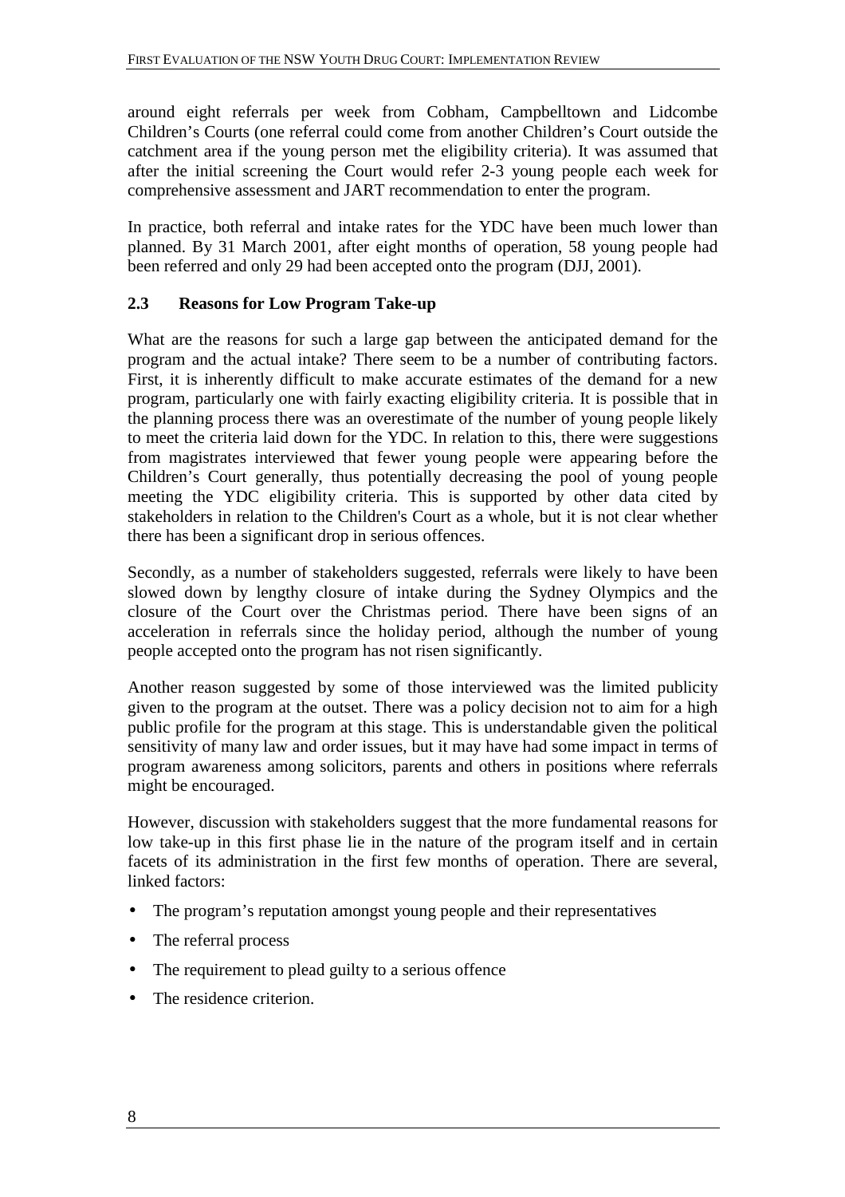around eight referrals per week from Cobham, Campbelltown and Lidcombe Children's Courts (one referral could come from another Children's Court outside the catchment area if the young person met the eligibility criteria). It was assumed that after the initial screening the Court would refer 2-3 young people each week for comprehensive assessment and JART recommendation to enter the program.

In practice, both referral and intake rates for the YDC have been much lower than planned. By 31 March 2001, after eight months of operation, 58 young people had been referred and only 29 had been accepted onto the program (DJJ, 2001).

### 2.3 Reasons for Low Program Take-up

What are the reasons for such a large gap between the anticipated demand for the program and the actual intake? There seem to be a number of contributing factors. First, it is inherently difficult to make accurate estimates of the demand for a new program, particularly one with fairly exacting eligibility criteria. It is possible that in the planning process there was an overestimate of the number of young people likely to meet the criteria laid down for the YDC. In relation to this, there were suggestions from magistrates interviewed that fewer young people were appearing before the Children's Court generally, thus potentially decreasing the pool of young people meeting the YDC eligibility criteria. This is supported by other data cited by stakeholders in relation to the Children's Court as a whole, but it is not clear whether there has been a significant drop in serious offences.

Secondly, as a number of stakeholders suggested, referrals were likely to have been slowed down by lengthy closure of intake during the Sydney Olympics and the closure of the Court over the Christmas period. There have been signs of an acceleration in referrals since the holiday period, although the number of young people accepted onto the program has not risen significantly.

Another reason suggested by some of those interviewed was the limited publicity given to the program at the outset. There was a policy decision not to aim for a high public profile for the program at this stage. This is understandable given the political sensitivity of many law and order issues, but it may have had some impact in terms of program awareness among solicitors, parents and others in positions where referrals might be encouraged.

However, discussion with stakeholders suggest that the more fundamental reasons for low take-up in this first phase lie in the nature of the program itself and in certain facets of its administration in the first few months of operation. There are several, linked factors:

- The program's reputation amongst young people and their representatives
- The referral process
- The requirement to plead guilty to a serious offence
- The residence criterion.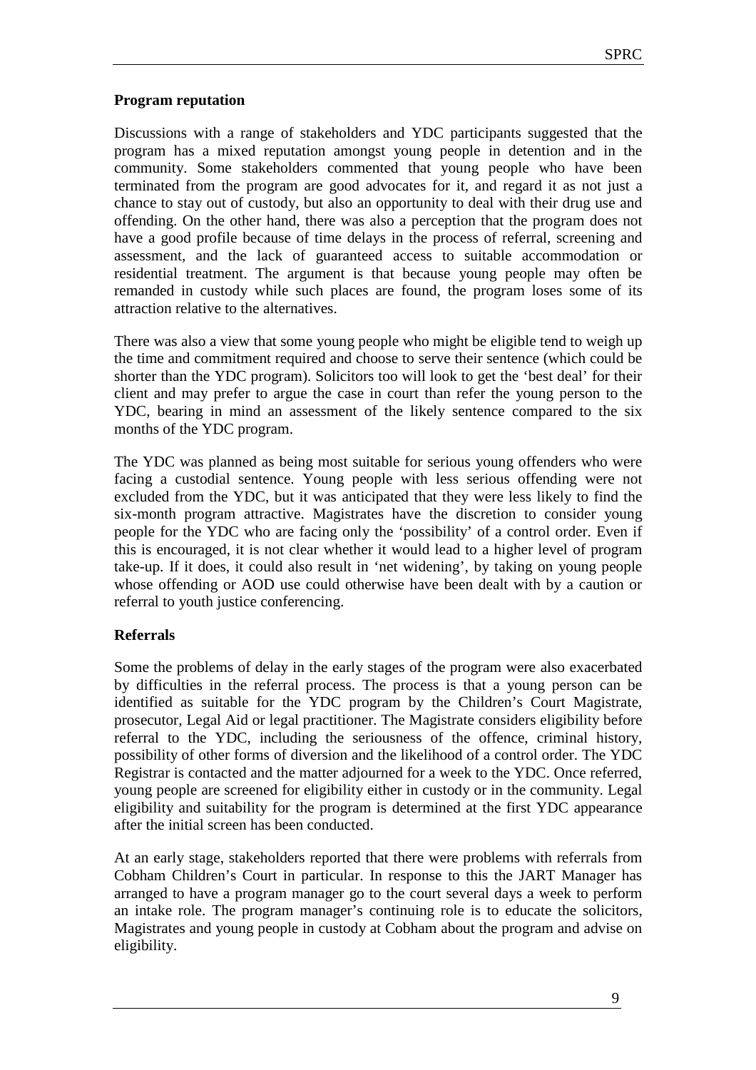**Program reputation**

Discussions with a range of stakeholders and YDC participants suggested that the program has a mixed reputation amongst young people in detention and in the community. Some stakeholders commented that young people who have been terminated from the program are good advocates for it, and regard it as not just a chance to stay out of custody, but also an opportunity to deal with their drug use and offending. On the other hand, there was also a perception that the program does not have a good profile because of time delays in the process of referral, screening and assessment, and the lack of guaranteed access to suitable accommodation or residential treatment. The argument is that because young people may often be remanded in custody while such places are found, the program loses some of its attraction relative to the alternatives.

There was also a view that some young people who might be eligible tend to weigh up the time and commitment required and choose to serve their sentence (which could be shorter than the YDC program). Solicitors too will look to get the 'best deal' for their client and may prefer to argue the case in court than refer the young person to the YDC, bearing in mind an assessment of the likely sentence compared to the six months of the YDC program.

The YDC was planned as being most suitable for serious young offenders who were facing a custodial sentence. Young people with less serious offending were not excluded from the YDC, but it was anticipated that they were less likely to find the six-month program attractive. Magistrates have the discretion to consider young people for the YDC who are facing only the 'possibility' of a control order. Even if this is encouraged, it is not clear whether it would lead to a higher level of program take-up. If it does, it could also result in 'net widening', by taking on young people whose offending or AOD use could otherwise have been dealt with by a caution or referral to youth justice conferencing.

**Referrals**

Some the problems of delay in the early stages of the program were also exacerbated by difficulties in the referral process. The process is that a young person can be identified as suitable for the YDC program by the Children's Court Magistrate, prosecutor, Legal Aid or legal practitioner. The Magistrate considers eligibility before referral to the YDC, including the seriousness of the offence, criminal history, possibility of other forms of diversion and the likelihood of a control order. The YDC Registrar is contacted and the matter adjourned for a week to the YDC. Once referred, young people are screened for eligibility either in custody or in the community. Legal eligibility and suitability for the program is determined at the first YDC appearance after the initial screen has been conducted.

At an early stage, stakeholders reported that there were problems with referrals from Cobham Children's Court in particular. In response to this the JART Manager has arranged to have a program manager go to the court several days a week to perform an intake role. The program manager's continuing role is to educate the solicitors, Magistrates and young people in custody at Cobham about the program and advise on eligibility.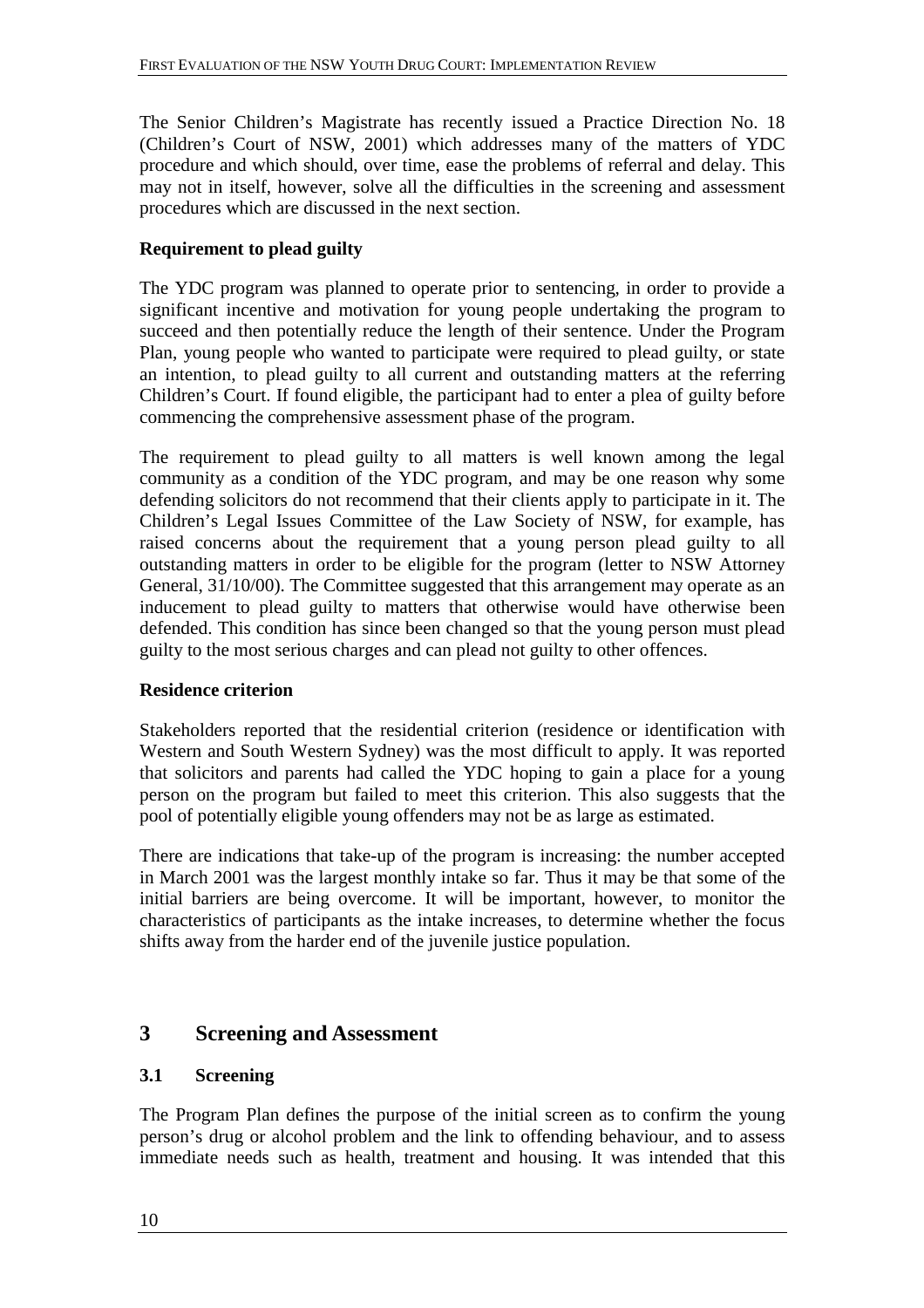The Senior Children's Magistrate has recently issued a Practice Direction No. 18 (Children's Court of NSW, 2001) which addresses many of the matters of YDC procedure and which should, over time, ease the problems of referral and delay. This may not in itself, however, solve all the difficulties in the screening and assessment procedures which are discussed in the next section.

**Requirement to plead guilty**

The YDC program was planned to operate prior to sentencing, in order to provide a significant incentive and motivation for young people undertaking the program to succeed and then potentially reduce the length of their sentence. Under the Program Plan, young people who wanted to participate were required to plead guilty, or state an intention, to plead guilty to all current and outstanding matters at the referring Children's Court. If found eligible, the participant had to enter a plea of guilty before commencing the comprehensive assessment phase of the program.

The requirement to plead guilty to all matters is well known among the legal community as a condition of the YDC program, and may be one reason why some defending solicitors do not recommend that their clients apply to participate in it. The Children's Legal Issues Committee of the Law Society of NSW, for example, has raised concerns about the requirement that a young person plead guilty to all outstanding matters in order to be eligible for the program (letter to NSW Attorney General, 31/10/00). The Committee suggested that this arrangement may operate as an inducement to plead guilty to matters that otherwise would have otherwise been defended. This condition has since been changed so that the young person must plead guilty to the most serious charges and can plead not guilty to other offences.

**Residence criterion**

Stakeholders reported that the residential criterion (residence or identification with Western and South Western Sydney) was the most difficult to apply. It was reported that solicitors and parents had called the YDC hoping to gain a place for a young person on the program but failed to meet this criterion. This also suggests that the pool of potentially eligible young offenders may not be as large as estimated.

There are indications that take-up of the program is increasing: the number accepted in March 2001 was the largest monthly intake so far. Thus it may be that some of the initial barriers are being overcome. It will be important, however, to monitor the characteristics of participants as the intake increases, to determine whether the focus shifts away from the harder end of the juvenile justice population.

# 3 Screening and Assessment

## 3.1 Screening

The Program Plan defines the purpose of the initial screen as to confirm the young person's drug or alcohol problem and the link to offending behaviour, and to assess immediate needs such as health, treatment and housing. It was intended that this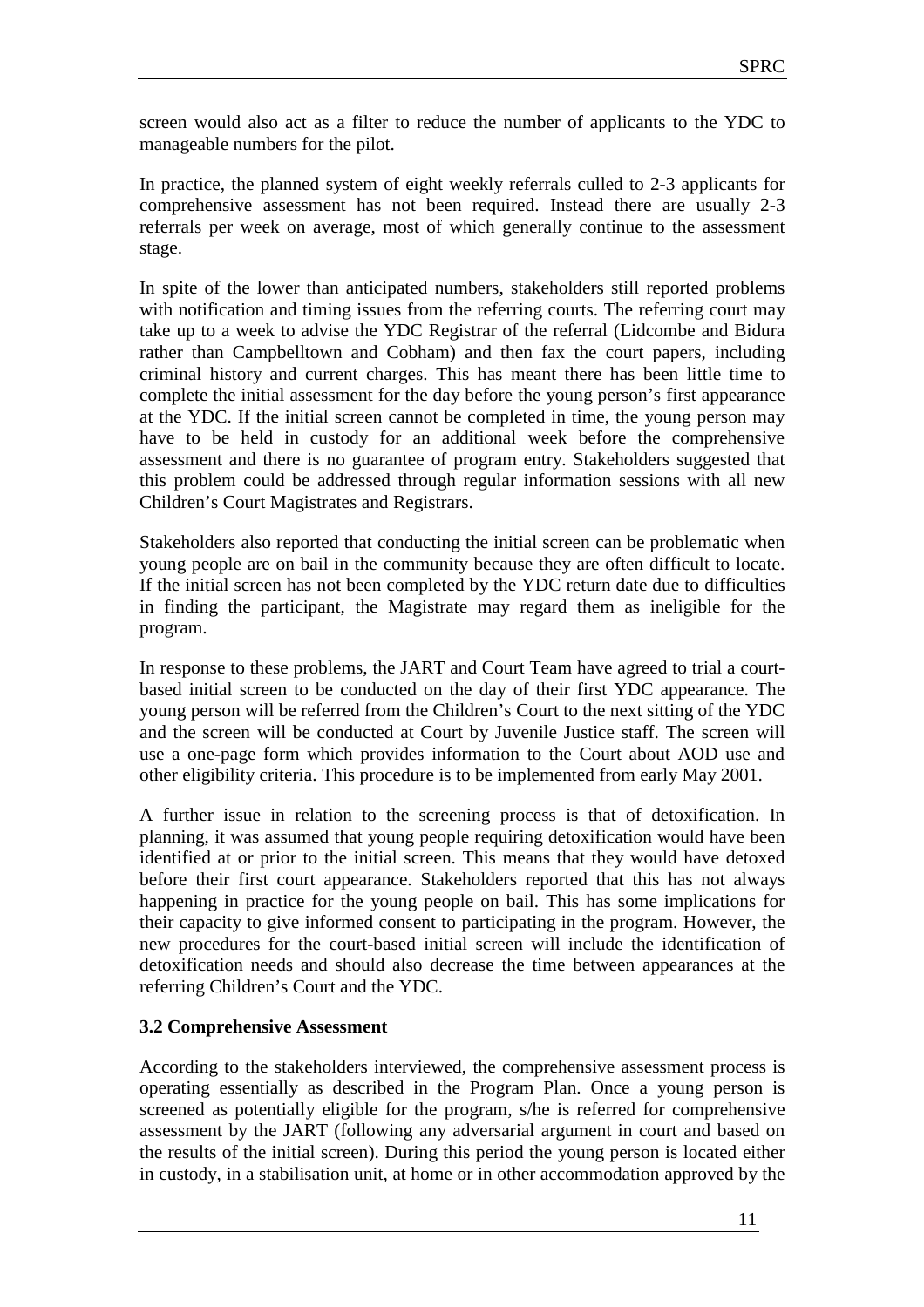screen would also act as a filter to reduce the number of applicants to the YDC to manageable numbers for the pilot.

In practice, the planned system of eight weekly referrals culled to 2-3 applicants for comprehensive assessment has not been required. Instead there are usually 2-3 referrals per week on average, most of which generally continue to the assessment stage.

In spite of the lower than anticipated numbers, stakeholders still reported problems with notification and timing issues from the referring courts. The referring court may take up to a week to advise the YDC Registrar of the referral (Lidcombe and Bidura rather than Campbelltown and Cobham) and then fax the court papers, including criminal history and current charges. This has meant there has been little time to complete the initial assessment for the day before the young person's first appearance at the YDC. If the initial screen cannot be completed in time, the young person may have to be held in custody for an additional week before the comprehensive assessment and there is no guarantee of program entry. Stakeholders suggested that this problem could be addressed through regular information sessions with all new Children's Court Magistrates and Registrars.

Stakeholders also reported that conducting the initial screen can be problematic when young people are on bail in the community because they are often difficult to locate. If the initial screen has not been completed by the YDC return date due to difficulties in finding the participant, the Magistrate may regard them as ineligible for the program.

In response to these problems, the JART and Court Team have agreed to trial a court-based initial screen to be conducted on the day of their first YDC appearance. The young person will be referred from the Children's Court to the next sitting of the YDC and the screen will be conducted at Court by Juvenile Justice staff. The screen will use a one-page form which provides information to the Court about AOD use and other eligibility criteria. This procedure is to be implemented from early May 2001.

A further issue in relation to the screening process is that of detoxification. In planning, it was assumed that young people requiring detoxification would have been identified at or prior to the initial screen. This means that they would have detoxed before their first court appearance. Stakeholders reported that this has not always happening in practice for the young people on bail. This has some implications for their capacity to give informed consent to participating in the program. However, the new procedures for the court-based initial screen will include the identification of detoxification needs and should also decrease the time between appearances at the referring Children's Court and the YDC.

### 3.2 Comprehensive Assessment

According to the stakeholders interviewed, the comprehensive assessment process is operating essentially as described in the Program Plan. Once a young person is screened as potentially eligible for the program, s/he is referred for comprehensive assessment by the JART (following any adversarial argument in court and based on the results of the initial screen). During this period the young person is located either in custody, in a stabilisation unit, at home or in other accommodation approved by the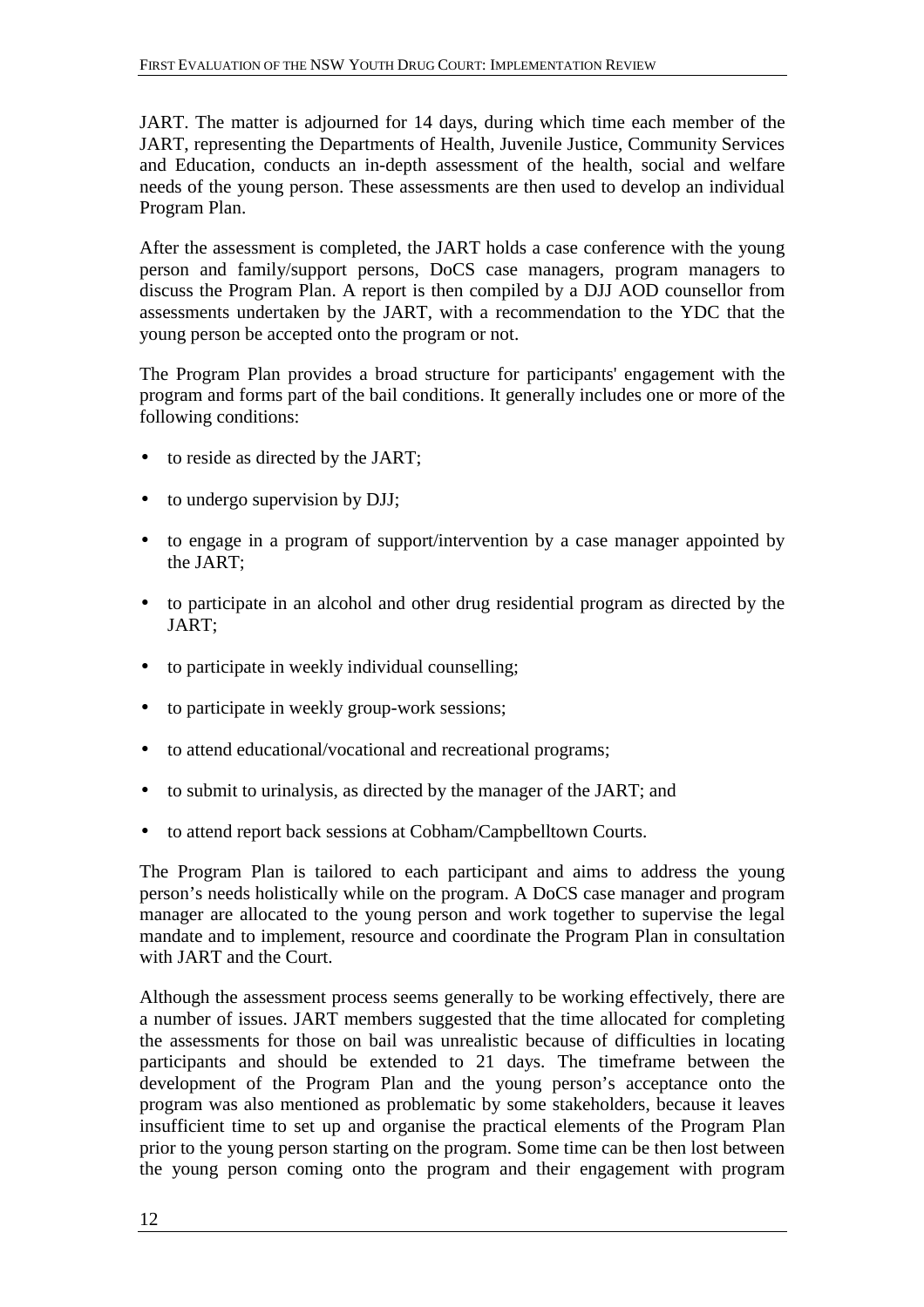JART. The matter is adjourned for 14 days, during which time each member of the JART, representing the Departments of Health, Juvenile Justice, Community Services and Education, conducts an in-depth assessment of the health, social and welfare needs of the young person. These assessments are then used to develop an individual Program Plan.

After the assessment is completed, the JART holds a case conference with the young person and family/support persons, DoCS case managers, program managers to discuss the Program Plan. A report is then compiled by a DJJ AOD counsellor from assessments undertaken by the JART, with a recommendation to the YDC that the young person be accepted onto the program or not.

The Program Plan provides a broad structure for participants' engagement with the program and forms part of the bail conditions. It generally includes one or more of the following conditions:

- to reside as directed by the JART;
- to undergo supervision by DJJ;
- to engage in a program of support/intervention by a case manager appointed by the JART;
- to participate in an alcohol and other drug residential program as directed by the JART;
- to participate in weekly individual counselling;
- to participate in weekly group-work sessions;
- to attend educational/vocational and recreational programs;
- to submit to urinalysis, as directed by the manager of the JART; and
- to attend report back sessions at Cobham/Campbelltown Courts.

The Program Plan is tailored to each participant and aims to address the young person's needs holistically while on the program. A DoCS case manager and program manager are allocated to the young person and work together to supervise the legal mandate and to implement, resource and coordinate the Program Plan in consultation with JART and the Court.

Although the assessment process seems generally to be working effectively, there are a number of issues. JART members suggested that the time allocated for completing the assessments for those on bail was unrealistic because of difficulties in locating participants and should be extended to 21 days. The timeframe between the development of the Program Plan and the young person's acceptance onto the program was also mentioned as problematic by some stakeholders, because it leaves insufficient time to set up and organise the practical elements of the Program Plan prior to the young person starting on the program. Some time can be then lost between the young person coming onto the program and their engagement with program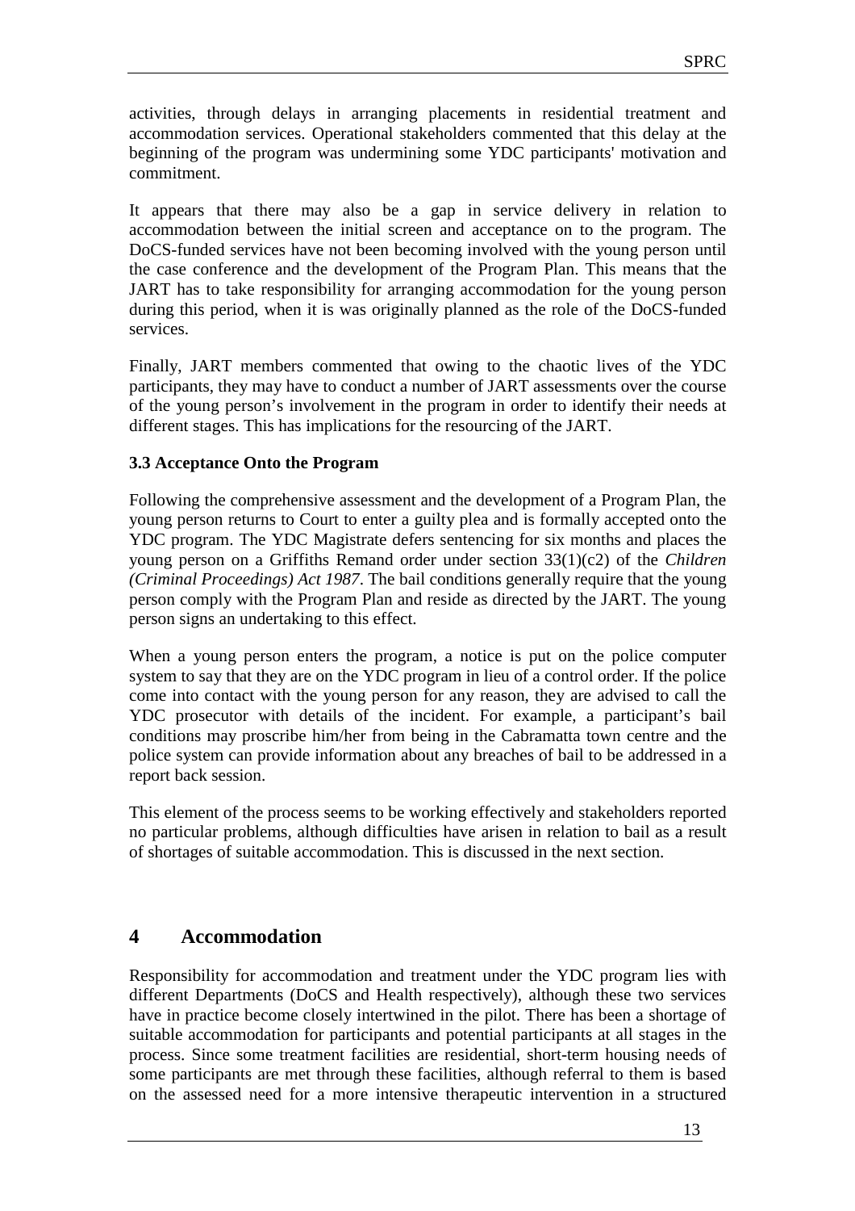activities, through delays in arranging placements in residential treatment and accommodation services. Operational stakeholders commented that this delay at the beginning of the program was undermining some YDC participants' motivation and commitment.

It appears that there may also be a gap in service delivery in relation to accommodation between the initial screen and acceptance on to the program. The DoCS-funded services have not been becoming involved with the young person until the case conference and the development of the Program Plan. This means that the JART has to take responsibility for arranging accommodation for the young person during this period, when it is was originally planned as the role of the DoCS-funded services.

Finally, JART members commented that owing to the chaotic lives of the YDC participants, they may have to conduct a number of JART assessments over the course of the young person's involvement in the program in order to identify their needs at different stages. This has implications for the resourcing of the JART.

### 3.3 Acceptance Onto the Program

Following the comprehensive assessment and the development of a Program Plan, the young person returns to Court to enter a guilty plea and is formally accepted onto the YDC program. The YDC Magistrate defers sentencing for six months and places the young person on a Griffiths Remand order under section 33(1)(c2) of the *Children (Criminal Proceedings) Act 1987*. The bail conditions generally require that the young person comply with the Program Plan and reside as directed by the JART. The young person signs an undertaking to this effect.

When a young person enters the program, a notice is put on the police computer system to say that they are on the YDC program in lieu of a control order. If the police come into contact with the young person for any reason, they are advised to call the YDC prosecutor with details of the incident. For example, a participant's bail conditions may proscribe him/her from being in the Cabramatta town centre and the police system can provide information about any breaches of bail to be addressed in a report back session.

This element of the process seems to be working effectively and stakeholders reported no particular problems, although difficulties have arisen in relation to bail as a result of shortages of suitable accommodation. This is discussed in the next section.

## 4 Accommodation

Responsibility for accommodation and treatment under the YDC program lies with different Departments (DoCS and Health respectively), although these two services have in practice become closely intertwined in the pilot. There has been a shortage of suitable accommodation for participants and potential participants at all stages in the process. Since some treatment facilities are residential, short-term housing needs of some participants are met through these facilities, although referral to them is based on the assessed need for a more intensive therapeutic intervention in a structured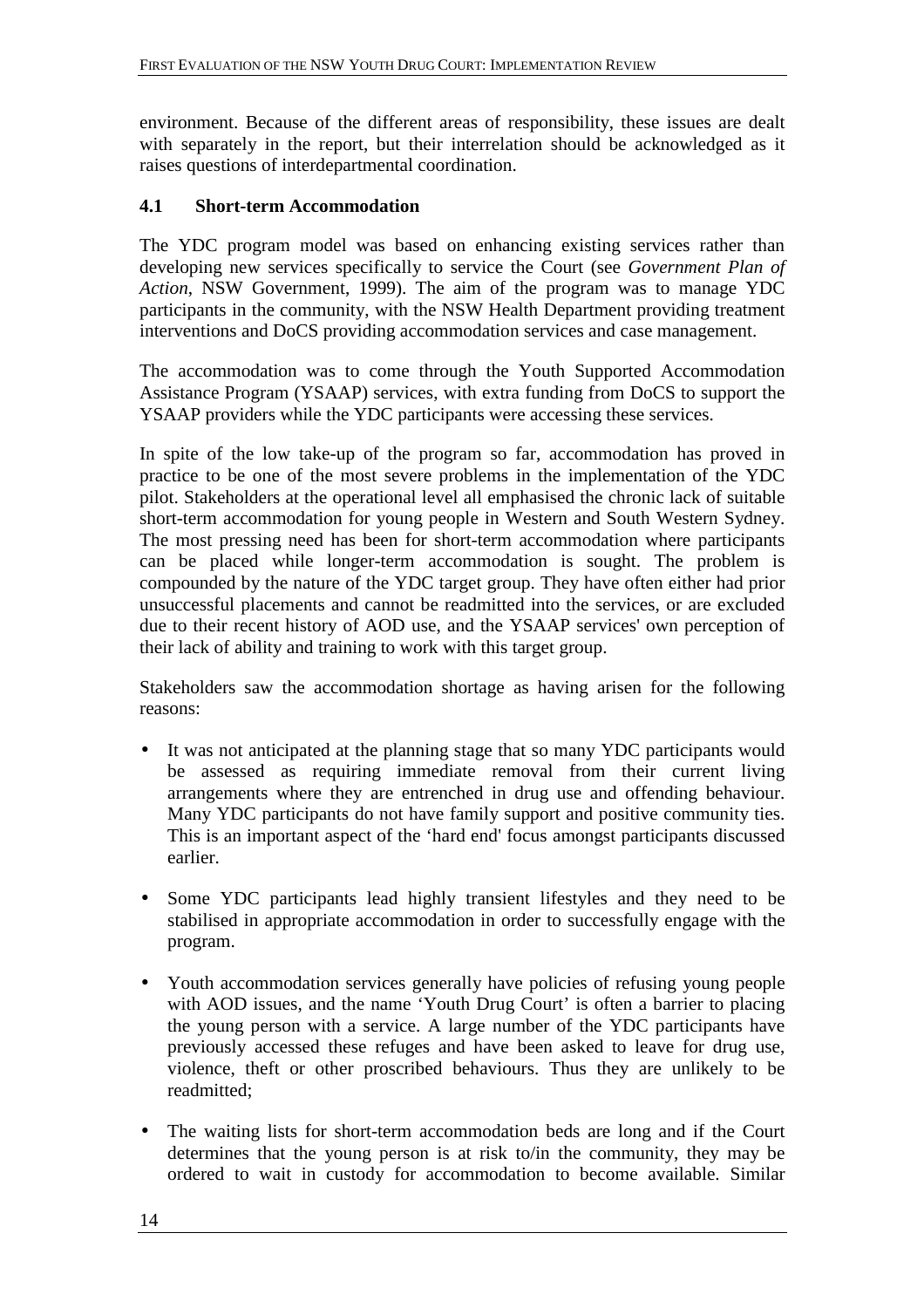environment. Because of the different areas of responsibility, these issues are dealt with separately in the report, but their interrelation should be acknowledged as it raises questions of interdepartmental coordination.

## 4.1 Short-term Accommodation

The YDC program model was based on enhancing existing services rather than developing new services specifically to service the Court (see *Government Plan of Action*, NSW Government, 1999). The aim of the program was to manage YDC participants in the community, with the NSW Health Department providing treatment interventions and DoCS providing accommodation services and case management.

The accommodation was to come through the Youth Supported Accommodation Assistance Program (YSAAP) services, with extra funding from DoCS to support the YSAAP providers while the YDC participants were accessing these services.

In spite of the low take-up of the program so far, accommodation has proved in practice to be one of the most severe problems in the implementation of the YDC pilot. Stakeholders at the operational level all emphasised the chronic lack of suitable short-term accommodation for young people in Western and South Western Sydney. The most pressing need has been for short-term accommodation where participants can be placed while longer-term accommodation is sought. The problem is compounded by the nature of the YDC target group. They have often either had prior unsuccessful placements and cannot be readmitted into the services, or are excluded due to their recent history of AOD use, and the YSAAP services' own perception of their lack of ability and training to work with this target group.

Stakeholders saw the accommodation shortage as having arisen for the following reasons:

- It was not anticipated at the planning stage that so many YDC participants would be assessed as requiring immediate removal from their current living arrangements where they are entrenched in drug use and offending behaviour. Many YDC participants do not have family support and positive community ties. This is an important aspect of the 'hard end' focus amongst participants discussed earlier.

- Some YDC participants lead highly transient lifestyles and they need to be stabilised in appropriate accommodation in order to successfully engage with the program.

- Youth accommodation services generally have policies of refusing young people with AOD issues, and the name 'Youth Drug Court' is often a barrier to placing the young person with a service. A large number of the YDC participants have previously accessed these refuges and have been asked to leave for drug use, violence, theft or other proscribed behaviours. Thus they are unlikely to be readmitted;

- The waiting lists for short-term accommodation beds are long and if the Court determines that the young person is at risk to/in the community, they may be ordered to wait in custody for accommodation to become available. Similar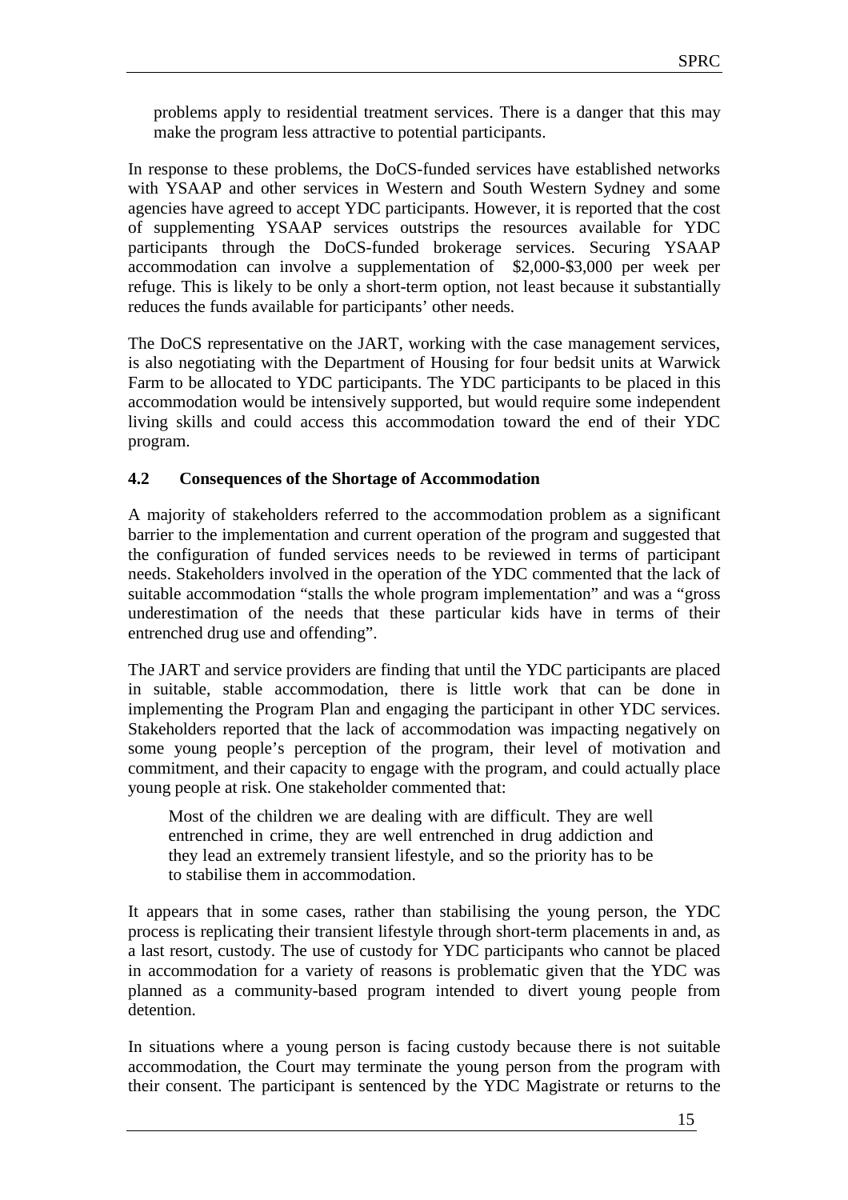problems apply to residential treatment services. There is a danger that this may make the program less attractive to potential participants.

In response to these problems, the DoCS-funded services have established networks with YSAAP and other services in Western and South Western Sydney and some agencies have agreed to accept YDC participants. However, it is reported that the cost of supplementing YSAAP services outstrips the resources available for YDC participants through the DoCS-funded brokerage services. Securing YSAAP accommodation can involve a supplementation of $2,000-$3,000 per week per refuge. This is likely to be only a short-term option, not least because it substantially reduces the funds available for participants' other needs.

The DoCS representative on the JART, working with the case management services, is also negotiating with the Department of Housing for four bedsit units at Warwick Farm to be allocated to YDC participants. The YDC participants to be placed in this accommodation would be intensively supported, but would require some independent living skills and could access this accommodation toward the end of their YDC program.

### 4.2 Consequences of the Shortage of Accommodation

A majority of stakeholders referred to the accommodation problem as a significant barrier to the implementation and current operation of the program and suggested that the configuration of funded services needs to be reviewed in terms of participant needs. Stakeholders involved in the operation of the YDC commented that the lack of suitable accommodation "stalls the whole program implementation" and was a "gross underestimation of the needs that these particular kids have in terms of their entrenched drug use and offending".

The JART and service providers are finding that until the YDC participants are placed in suitable, stable accommodation, there is little work that can be done in implementing the Program Plan and engaging the participant in other YDC services. Stakeholders reported that the lack of accommodation was impacting negatively on some young people's perception of the program, their level of motivation and commitment, and their capacity to engage with the program, and could actually place young people at risk. One stakeholder commented that:

> Most of the children we are dealing with are difficult. They are well entrenched in crime, they are well entrenched in drug addiction and they lead an extremely transient lifestyle, and so the priority has to be to stabilise them in accommodation.

It appears that in some cases, rather than stabilising the young person, the YDC process is replicating their transient lifestyle through short-term placements in and, as a last resort, custody. The use of custody for YDC participants who cannot be placed in accommodation for a variety of reasons is problematic given that the YDC was planned as a community-based program intended to divert young people from detention.

In situations where a young person is facing custody because there is not suitable accommodation, the Court may terminate the young person from the program with their consent. The participant is sentenced by the YDC Magistrate or returns to the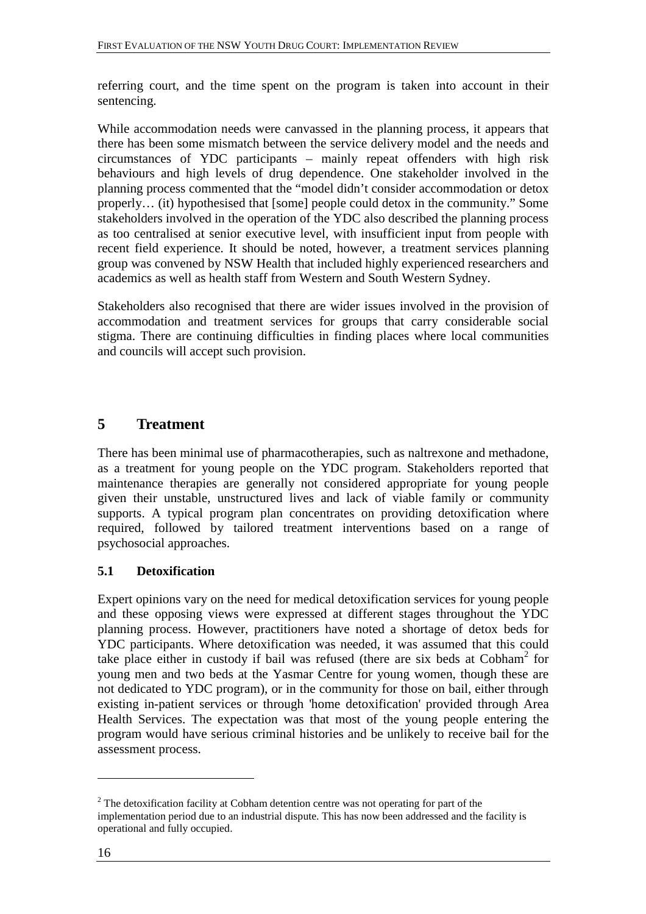referring court, and the time spent on the program is taken into account in their sentencing.

While accommodation needs were canvassed in the planning process, it appears that there has been some mismatch between the service delivery model and the needs and circumstances of YDC participants – mainly repeat offenders with high risk behaviours and high levels of drug dependence. One stakeholder involved in the planning process commented that the "model didn't consider accommodation or detox properly… (it) hypothesised that [some] people could detox in the community." Some stakeholders involved in the operation of the YDC also described the planning process as too centralised at senior executive level, with insufficient input from people with recent field experience. It should be noted, however, a treatment services planning group was convened by NSW Health that included highly experienced researchers and academics as well as health staff from Western and South Western Sydney.

Stakeholders also recognised that there are wider issues involved in the provision of accommodation and treatment services for groups that carry considerable social stigma. There are continuing difficulties in finding places where local communities and councils will accept such provision.

# 5 Treatment

There has been minimal use of pharmacotherapies, such as naltrexone and methadone, as a treatment for young people on the YDC program. Stakeholders reported that maintenance therapies are generally not considered appropriate for young people given their unstable, unstructured lives and lack of viable family or community supports. A typical program plan concentrates on providing detoxification where required, followed by tailored treatment interventions based on a range of psychosocial approaches.

## 5.1 Detoxification

Expert opinions vary on the need for medical detoxification services for young people and these opposing views were expressed at different stages throughout the YDC planning process. However, practitioners have noted a shortage of detox beds for YDC participants. Where detoxification was needed, it was assumed that this could take place either in custody if bail was refused (there are six beds at Cobham[2] for young men and two beds at the Yasmar Centre for young women, though these are not dedicated to YDC program), or in the community for those on bail, either through existing in-patient services or through 'home detoxification' provided through Area Health Services. The expectation was that most of the young people entering the program would have serious criminal histories and be unlikely to receive bail for the assessment process.

[2] The detoxification facility at Cobham detention centre was not operating for part of the implementation period due to an industrial dispute. This has now been addressed and the facility is operational and fully occupied.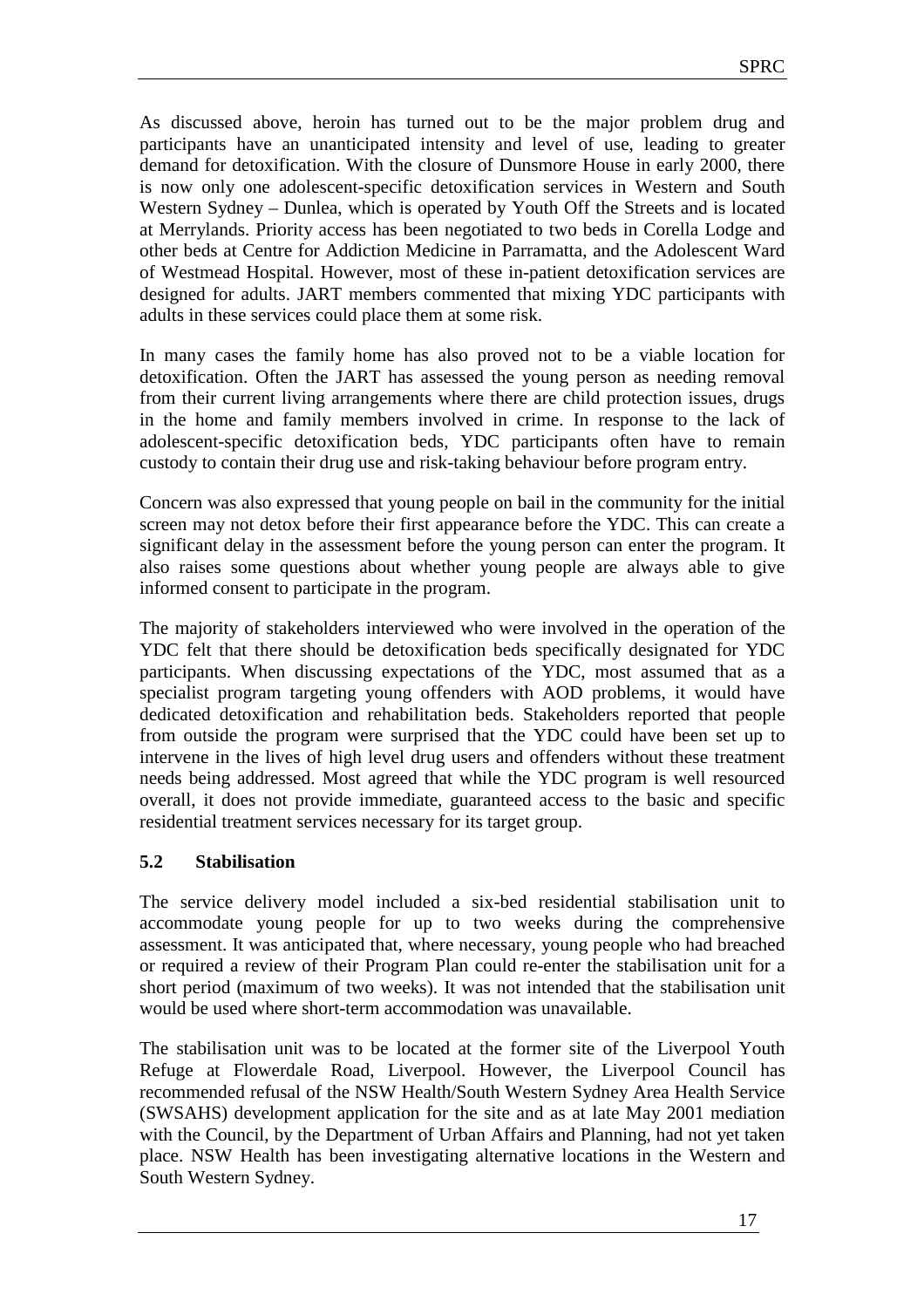As discussed above, heroin has turned out to be the major problem drug and participants have an unanticipated intensity and level of use, leading to greater demand for detoxification. With the closure of Dunsmore House in early 2000, there is now only one adolescent-specific detoxification services in Western and South Western Sydney – Dunlea, which is operated by Youth Off the Streets and is located at Merrylands. Priority access has been negotiated to two beds in Corella Lodge and other beds at Centre for Addiction Medicine in Parramatta, and the Adolescent Ward of Westmead Hospital. However, most of these in-patient detoxification services are designed for adults. JART members commented that mixing YDC participants with adults in these services could place them at some risk.

In many cases the family home has also proved not to be a viable location for detoxification. Often the JART has assessed the young person as needing removal from their current living arrangements where there are child protection issues, drugs in the home and family members involved in crime. In response to the lack of adolescent-specific detoxification beds, YDC participants often have to remain custody to contain their drug use and risk-taking behaviour before program entry.

Concern was also expressed that young people on bail in the community for the initial screen may not detox before their first appearance before the YDC. This can create a significant delay in the assessment before the young person can enter the program. It also raises some questions about whether young people are always able to give informed consent to participate in the program.

The majority of stakeholders interviewed who were involved in the operation of the YDC felt that there should be detoxification beds specifically designated for YDC participants. When discussing expectations of the YDC, most assumed that as a specialist program targeting young offenders with AOD problems, it would have dedicated detoxification and rehabilitation beds. Stakeholders reported that people from outside the program were surprised that the YDC could have been set up to intervene in the lives of high level drug users and offenders without these treatment needs being addressed. Most agreed that while the YDC program is well resourced overall, it does not provide immediate, guaranteed access to the basic and specific residential treatment services necessary for its target group.

### 5.2 Stabilisation

The service delivery model included a six-bed residential stabilisation unit to accommodate young people for up to two weeks during the comprehensive assessment. It was anticipated that, where necessary, young people who had breached or required a review of their Program Plan could re-enter the stabilisation unit for a short period (maximum of two weeks). It was not intended that the stabilisation unit would be used where short-term accommodation was unavailable.

The stabilisation unit was to be located at the former site of the Liverpool Youth Refuge at Flowerdale Road, Liverpool. However, the Liverpool Council has recommended refusal of the NSW Health/South Western Sydney Area Health Service (SWSAHS) development application for the site and as at late May 2001 mediation with the Council, by the Department of Urban Affairs and Planning, had not yet taken place. NSW Health has been investigating alternative locations in the Western and South Western Sydney.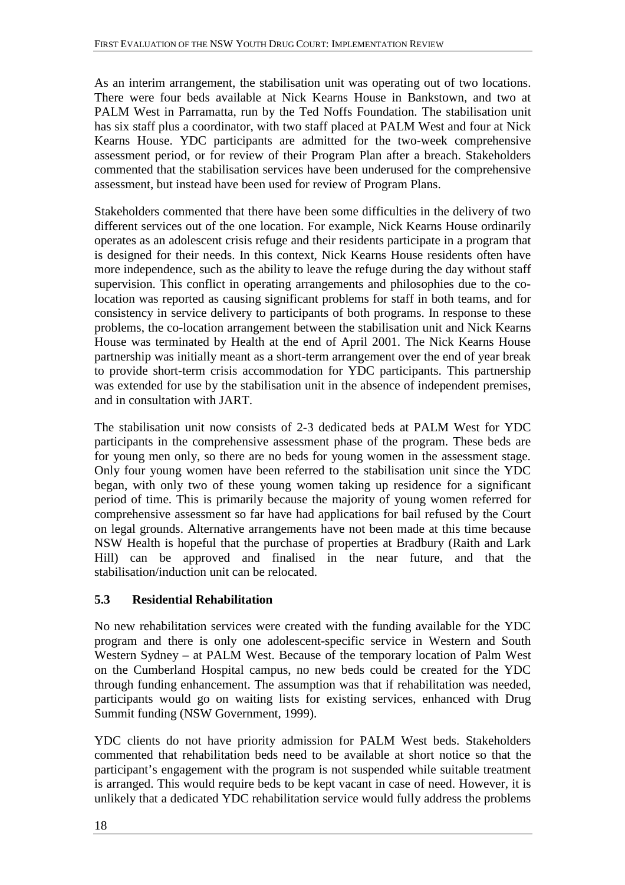As an interim arrangement, the stabilisation unit was operating out of two locations. There were four beds available at Nick Kearns House in Bankstown, and two at PALM West in Parramatta, run by the Ted Noffs Foundation. The stabilisation unit has six staff plus a coordinator, with two staff placed at PALM West and four at Nick Kearns House. YDC participants are admitted for the two-week comprehensive assessment period, or for review of their Program Plan after a breach. Stakeholders commented that the stabilisation services have been underused for the comprehensive assessment, but instead have been used for review of Program Plans.

Stakeholders commented that there have been some difficulties in the delivery of two different services out of the one location. For example, Nick Kearns House ordinarily operates as an adolescent crisis refuge and their residents participate in a program that is designed for their needs. In this context, Nick Kearns House residents often have more independence, such as the ability to leave the refuge during the day without staff supervision. This conflict in operating arrangements and philosophies due to the co-location was reported as causing significant problems for staff in both teams, and for consistency in service delivery to participants of both programs. In response to these problems, the co-location arrangement between the stabilisation unit and Nick Kearns House was terminated by Health at the end of April 2001. The Nick Kearns House partnership was initially meant as a short-term arrangement over the end of year break to provide short-term crisis accommodation for YDC participants. This partnership was extended for use by the stabilisation unit in the absence of independent premises, and in consultation with JART.

The stabilisation unit now consists of 2-3 dedicated beds at PALM West for YDC participants in the comprehensive assessment phase of the program. These beds are for young men only, so there are no beds for young women in the assessment stage. Only four young women have been referred to the stabilisation unit since the YDC began, with only two of these young women taking up residence for a significant period of time. This is primarily because the majority of young women referred for comprehensive assessment so far have had applications for bail refused by the Court on legal grounds. Alternative arrangements have not been made at this time because NSW Health is hopeful that the purchase of properties at Bradbury (Raith and Lark Hill) can be approved and finalised in the near future, and that the stabilisation/induction unit can be relocated.

### 5.3 Residential Rehabilitation

No new rehabilitation services were created with the funding available for the YDC program and there is only one adolescent-specific service in Western and South Western Sydney – at PALM West. Because of the temporary location of Palm West on the Cumberland Hospital campus, no new beds could be created for the YDC through funding enhancement. The assumption was that if rehabilitation was needed, participants would go on waiting lists for existing services, enhanced with Drug Summit funding (NSW Government, 1999).

YDC clients do not have priority admission for PALM West beds. Stakeholders commented that rehabilitation beds need to be available at short notice so that the participant's engagement with the program is not suspended while suitable treatment is arranged. This would require beds to be kept vacant in case of need. However, it is unlikely that a dedicated YDC rehabilitation service would fully address the problems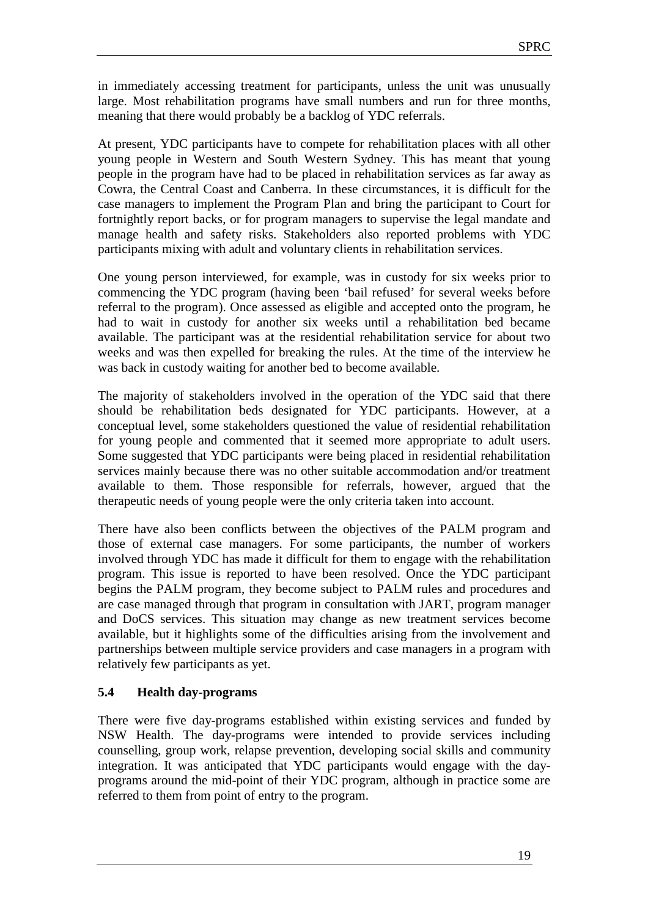in immediately accessing treatment for participants, unless the unit was unusually large. Most rehabilitation programs have small numbers and run for three months, meaning that there would probably be a backlog of YDC referrals.

At present, YDC participants have to compete for rehabilitation places with all other young people in Western and South Western Sydney. This has meant that young people in the program have had to be placed in rehabilitation services as far away as Cowra, the Central Coast and Canberra. In these circumstances, it is difficult for the case managers to implement the Program Plan and bring the participant to Court for fortnightly report backs, or for program managers to supervise the legal mandate and manage health and safety risks. Stakeholders also reported problems with YDC participants mixing with adult and voluntary clients in rehabilitation services.

One young person interviewed, for example, was in custody for six weeks prior to commencing the YDC program (having been 'bail refused' for several weeks before referral to the program). Once assessed as eligible and accepted onto the program, he had to wait in custody for another six weeks until a rehabilitation bed became available. The participant was at the residential rehabilitation service for about two weeks and was then expelled for breaking the rules. At the time of the interview he was back in custody waiting for another bed to become available.

The majority of stakeholders involved in the operation of the YDC said that there should be rehabilitation beds designated for YDC participants. However, at a conceptual level, some stakeholders questioned the value of residential rehabilitation for young people and commented that it seemed more appropriate to adult users. Some suggested that YDC participants were being placed in residential rehabilitation services mainly because there was no other suitable accommodation and/or treatment available to them. Those responsible for referrals, however, argued that the therapeutic needs of young people were the only criteria taken into account.

There have also been conflicts between the objectives of the PALM program and those of external case managers. For some participants, the number of workers involved through YDC has made it difficult for them to engage with the rehabilitation program. This issue is reported to have been resolved. Once the YDC participant begins the PALM program, they become subject to PALM rules and procedures and are case managed through that program in consultation with JART, program manager and DoCS services. This situation may change as new treatment services become available, but it highlights some of the difficulties arising from the involvement and partnerships between multiple service providers and case managers in a program with relatively few participants as yet.

### 5.4 Health day-programs

There were five day-programs established within existing services and funded by NSW Health. The day-programs were intended to provide services including counselling, group work, relapse prevention, developing social skills and community integration. It was anticipated that YDC participants would engage with the day-programs around the mid-point of their YDC program, although in practice some are referred to them from point of entry to the program.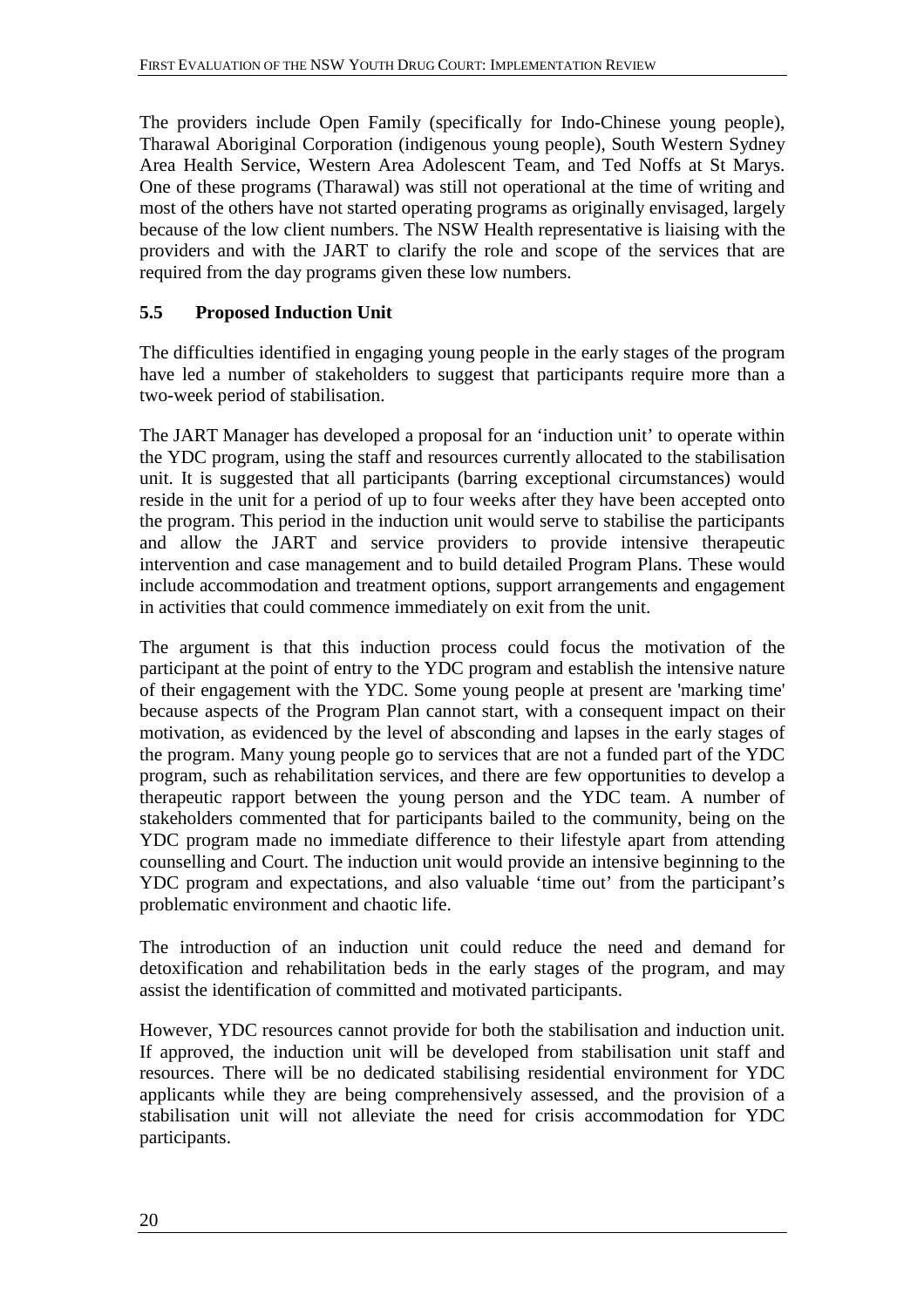The providers include Open Family (specifically for Indo-Chinese young people), Tharawal Aboriginal Corporation (indigenous young people), South Western Sydney Area Health Service, Western Area Adolescent Team, and Ted Noffs at St Marys. One of these programs (Tharawal) was still not operational at the time of writing and most of the others have not started operating programs as originally envisaged, largely because of the low client numbers. The NSW Health representative is liaising with the providers and with the JART to clarify the role and scope of the services that are required from the day programs given these low numbers.

## 5.5 Proposed Induction Unit

The difficulties identified in engaging young people in the early stages of the program have led a number of stakeholders to suggest that participants require more than a two-week period of stabilisation.

The JART Manager has developed a proposal for an 'induction unit' to operate within the YDC program, using the staff and resources currently allocated to the stabilisation unit. It is suggested that all participants (barring exceptional circumstances) would reside in the unit for a period of up to four weeks after they have been accepted onto the program. This period in the induction unit would serve to stabilise the participants and allow the JART and service providers to provide intensive therapeutic intervention and case management and to build detailed Program Plans. These would include accommodation and treatment options, support arrangements and engagement in activities that could commence immediately on exit from the unit.

The argument is that this induction process could focus the motivation of the participant at the point of entry to the YDC program and establish the intensive nature of their engagement with the YDC. Some young people at present are 'marking time' because aspects of the Program Plan cannot start, with a consequent impact on their motivation, as evidenced by the level of absconding and lapses in the early stages of the program. Many young people go to services that are not a funded part of the YDC program, such as rehabilitation services, and there are few opportunities to develop a therapeutic rapport between the young person and the YDC team. A number of stakeholders commented that for participants bailed to the community, being on the YDC program made no immediate difference to their lifestyle apart from attending counselling and Court. The induction unit would provide an intensive beginning to the YDC program and expectations, and also valuable 'time out' from the participant's problematic environment and chaotic life.

The introduction of an induction unit could reduce the need and demand for detoxification and rehabilitation beds in the early stages of the program, and may assist the identification of committed and motivated participants.

However, YDC resources cannot provide for both the stabilisation and induction unit. If approved, the induction unit will be developed from stabilisation unit staff and resources. There will be no dedicated stabilising residential environment for YDC applicants while they are being comprehensively assessed, and the provision of a stabilisation unit will not alleviate the need for crisis accommodation for YDC participants.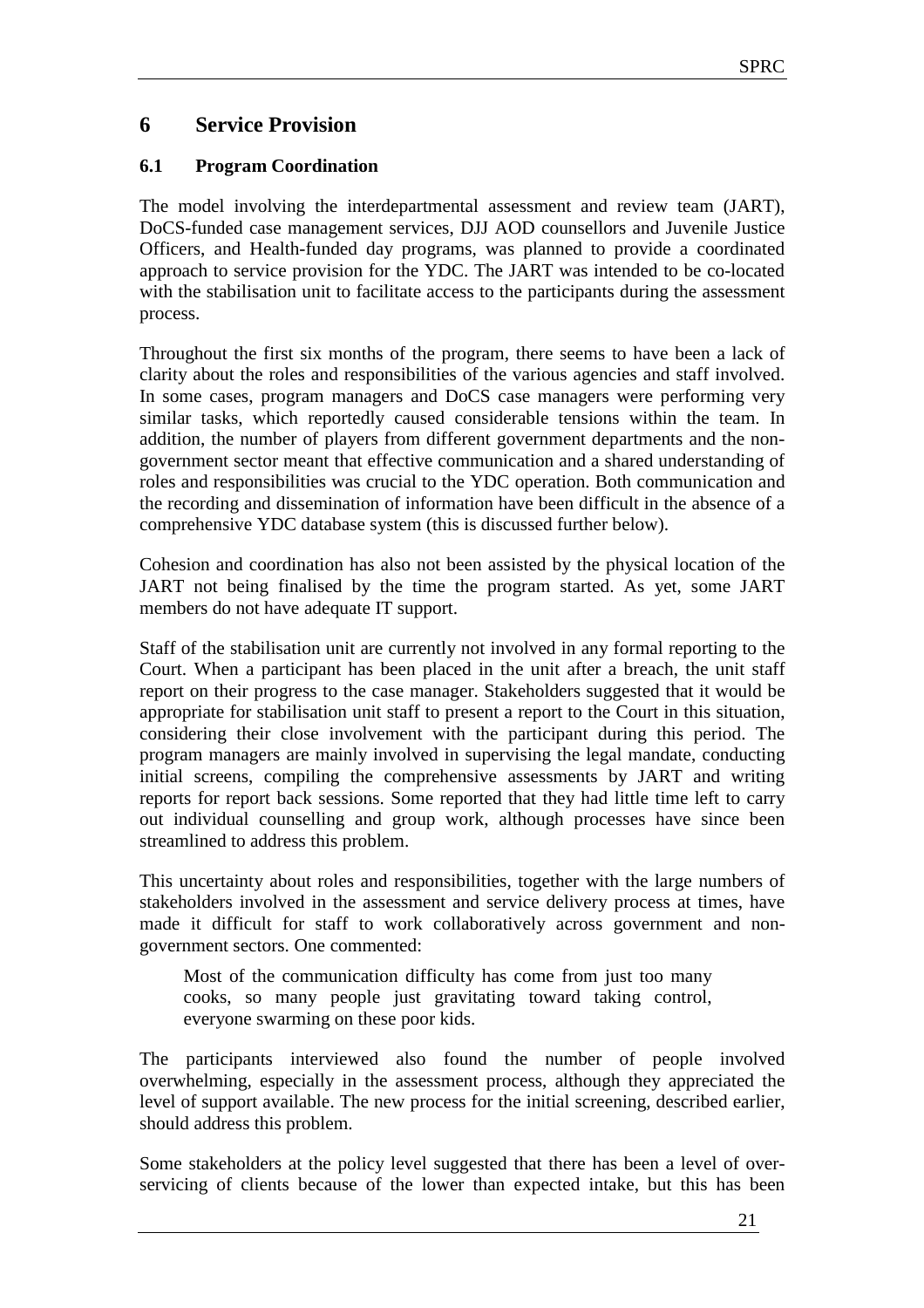# 6 Service Provision

## 6.1 Program Coordination

The model involving the interdepartmental assessment and review team (JART), DoCS-funded case management services, DJJ AOD counsellors and Juvenile Justice Officers, and Health-funded day programs, was planned to provide a coordinated approach to service provision for the YDC. The JART was intended to be co-located with the stabilisation unit to facilitate access to the participants during the assessment process.

Throughout the first six months of the program, there seems to have been a lack of clarity about the roles and responsibilities of the various agencies and staff involved. In some cases, program managers and DoCS case managers were performing very similar tasks, which reportedly caused considerable tensions within the team. In addition, the number of players from different government departments and the non-government sector meant that effective communication and a shared understanding of roles and responsibilities was crucial to the YDC operation. Both communication and the recording and dissemination of information have been difficult in the absence of a comprehensive YDC database system (this is discussed further below).

Cohesion and coordination has also not been assisted by the physical location of the JART not being finalised by the time the program started. As yet, some JART members do not have adequate IT support.

Staff of the stabilisation unit are currently not involved in any formal reporting to the Court. When a participant has been placed in the unit after a breach, the unit staff report on their progress to the case manager. Stakeholders suggested that it would be appropriate for stabilisation unit staff to present a report to the Court in this situation, considering their close involvement with the participant during this period. The program managers are mainly involved in supervising the legal mandate, conducting initial screens, compiling the comprehensive assessments by JART and writing reports for report back sessions. Some reported that they had little time left to carry out individual counselling and group work, although processes have since been streamlined to address this problem.

This uncertainty about roles and responsibilities, together with the large numbers of stakeholders involved in the assessment and service delivery process at times, have made it difficult for staff to work collaboratively across government and non-government sectors. One commented:

> Most of the communication difficulty has come from just too many cooks, so many people just gravitating toward taking control, everyone swarming on these poor kids.

The participants interviewed also found the number of people involved overwhelming, especially in the assessment process, although they appreciated the level of support available. The new process for the initial screening, described earlier, should address this problem.

Some stakeholders at the policy level suggested that there has been a level of over-servicing of clients because of the lower than expected intake, but this has been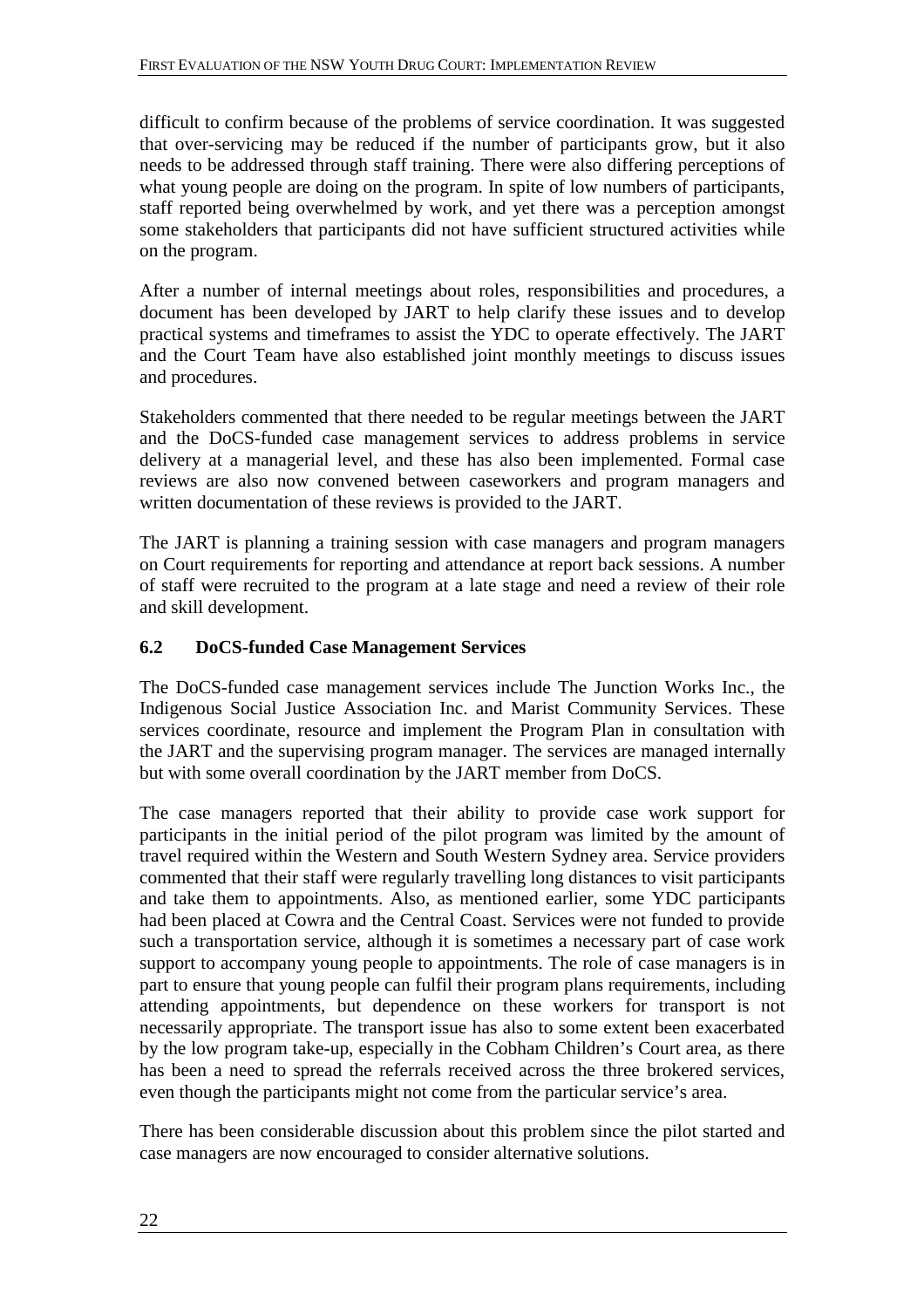difficult to confirm because of the problems of service coordination. It was suggested that over-servicing may be reduced if the number of participants grow, but it also needs to be addressed through staff training. There were also differing perceptions of what young people are doing on the program. In spite of low numbers of participants, staff reported being overwhelmed by work, and yet there was a perception amongst some stakeholders that participants did not have sufficient structured activities while on the program.

After a number of internal meetings about roles, responsibilities and procedures, a document has been developed by JART to help clarify these issues and to develop practical systems and timeframes to assist the YDC to operate effectively. The JART and the Court Team have also established joint monthly meetings to discuss issues and procedures.

Stakeholders commented that there needed to be regular meetings between the JART and the DoCS-funded case management services to address problems in service delivery at a managerial level, and these has also been implemented. Formal case reviews are also now convened between caseworkers and program managers and written documentation of these reviews is provided to the JART.

The JART is planning a training session with case managers and program managers on Court requirements for reporting and attendance at report back sessions. A number of staff were recruited to the program at a late stage and need a review of their role and skill development.

### 6.2 DoCS-funded Case Management Services

The DoCS-funded case management services include The Junction Works Inc., the Indigenous Social Justice Association Inc. and Marist Community Services. These services coordinate, resource and implement the Program Plan in consultation with the JART and the supervising program manager. The services are managed internally but with some overall coordination by the JART member from DoCS.

The case managers reported that their ability to provide case work support for participants in the initial period of the pilot program was limited by the amount of travel required within the Western and South Western Sydney area. Service providers commented that their staff were regularly travelling long distances to visit participants and take them to appointments. Also, as mentioned earlier, some YDC participants had been placed at Cowra and the Central Coast. Services were not funded to provide such a transportation service, although it is sometimes a necessary part of case work support to accompany young people to appointments. The role of case managers is in part to ensure that young people can fulfil their program plans requirements, including attending appointments, but dependence on these workers for transport is not necessarily appropriate. The transport issue has also to some extent been exacerbated by the low program take-up, especially in the Cobham Children's Court area, as there has been a need to spread the referrals received across the three brokered services, even though the participants might not come from the particular service's area.

There has been considerable discussion about this problem since the pilot started and case managers are now encouraged to consider alternative solutions.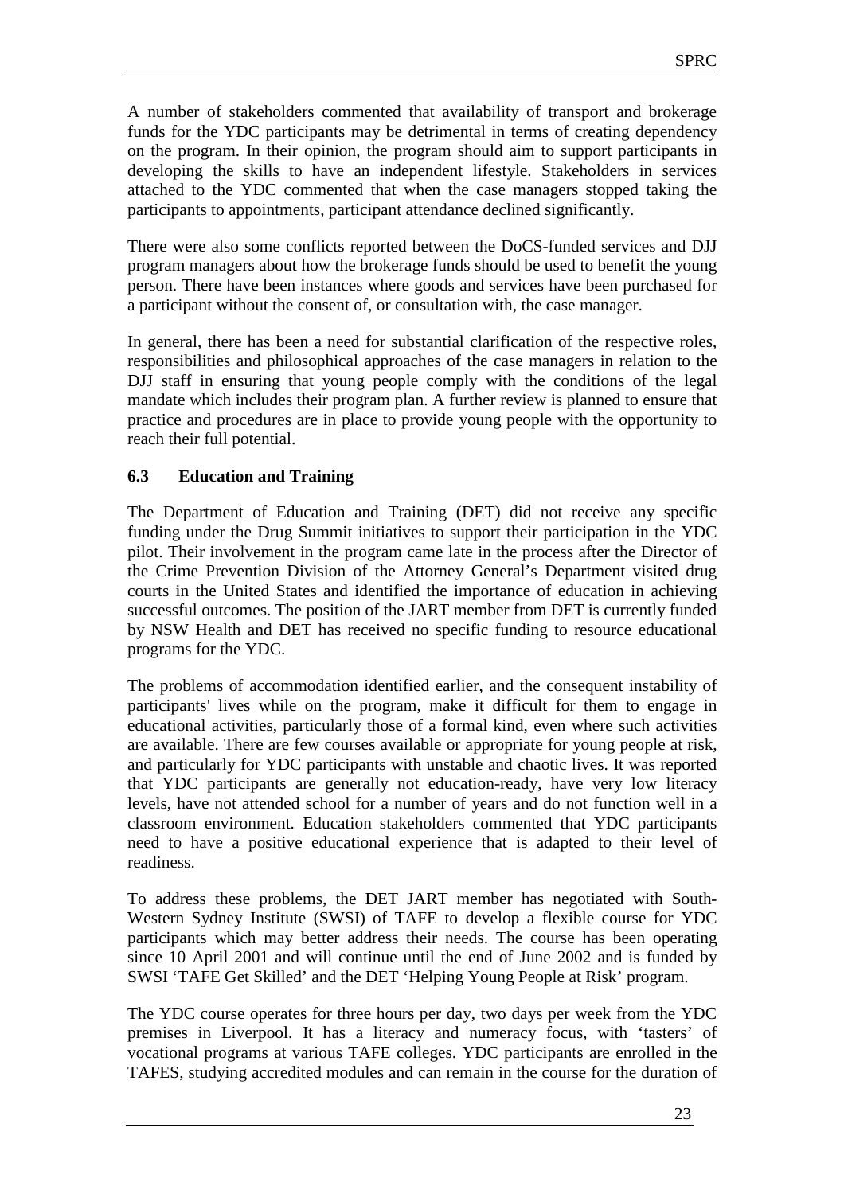A number of stakeholders commented that availability of transport and brokerage funds for the YDC participants may be detrimental in terms of creating dependency on the program. In their opinion, the program should aim to support participants in developing the skills to have an independent lifestyle. Stakeholders in services attached to the YDC commented that when the case managers stopped taking the participants to appointments, participant attendance declined significantly.

There were also some conflicts reported between the DoCS-funded services and DJJ program managers about how the brokerage funds should be used to benefit the young person. There have been instances where goods and services have been purchased for a participant without the consent of, or consultation with, the case manager.

In general, there has been a need for substantial clarification of the respective roles, responsibilities and philosophical approaches of the case managers in relation to the DJJ staff in ensuring that young people comply with the conditions of the legal mandate which includes their program plan. A further review is planned to ensure that practice and procedures are in place to provide young people with the opportunity to reach their full potential.

### 6.3 Education and Training

The Department of Education and Training (DET) did not receive any specific funding under the Drug Summit initiatives to support their participation in the YDC pilot. Their involvement in the program came late in the process after the Director of the Crime Prevention Division of the Attorney General's Department visited drug courts in the United States and identified the importance of education in achieving successful outcomes. The position of the JART member from DET is currently funded by NSW Health and DET has received no specific funding to resource educational programs for the YDC.

The problems of accommodation identified earlier, and the consequent instability of participants' lives while on the program, make it difficult for them to engage in educational activities, particularly those of a formal kind, even where such activities are available. There are few courses available or appropriate for young people at risk, and particularly for YDC participants with unstable and chaotic lives. It was reported that YDC participants are generally not education-ready, have very low literacy levels, have not attended school for a number of years and do not function well in a classroom environment. Education stakeholders commented that YDC participants need to have a positive educational experience that is adapted to their level of readiness.

To address these problems, the DET JART member has negotiated with South-Western Sydney Institute (SWSI) of TAFE to develop a flexible course for YDC participants which may better address their needs. The course has been operating since 10 April 2001 and will continue until the end of June 2002 and is funded by SWSI 'TAFE Get Skilled' and the DET 'Helping Young People at Risk' program.

The YDC course operates for three hours per day, two days per week from the YDC premises in Liverpool. It has a literacy and numeracy focus, with 'tasters' of vocational programs at various TAFE colleges. YDC participants are enrolled in the TAFES, studying accredited modules and can remain in the course for the duration of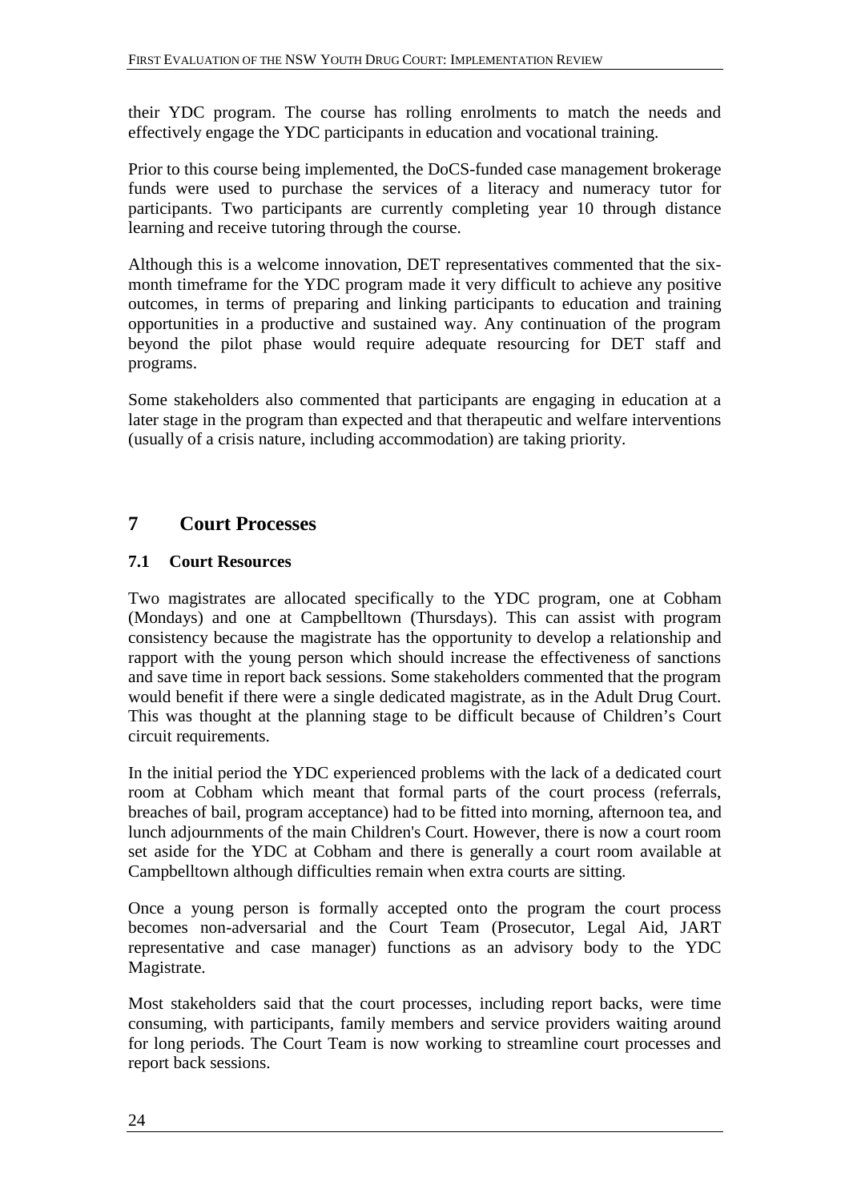their YDC program. The course has rolling enrolments to match the needs and effectively engage the YDC participants in education and vocational training.

Prior to this course being implemented, the DoCS-funded case management brokerage funds were used to purchase the services of a literacy and numeracy tutor for participants. Two participants are currently completing year 10 through distance learning and receive tutoring through the course.

Although this is a welcome innovation, DET representatives commented that the six-month timeframe for the YDC program made it very difficult to achieve any positive outcomes, in terms of preparing and linking participants to education and training opportunities in a productive and sustained way. Any continuation of the program beyond the pilot phase would require adequate resourcing for DET staff and programs.

Some stakeholders also commented that participants are engaging in education at a later stage in the program than expected and that therapeutic and welfare interventions (usually of a crisis nature, including accommodation) are taking priority.

# 7 Court Processes

## 7.1 Court Resources

Two magistrates are allocated specifically to the YDC program, one at Cobham (Mondays) and one at Campbelltown (Thursdays). This can assist with program consistency because the magistrate has the opportunity to develop a relationship and rapport with the young person which should increase the effectiveness of sanctions and save time in report back sessions. Some stakeholders commented that the program would benefit if there were a single dedicated magistrate, as in the Adult Drug Court. This was thought at the planning stage to be difficult because of Children's Court circuit requirements.

In the initial period the YDC experienced problems with the lack of a dedicated court room at Cobham which meant that formal parts of the court process (referrals, breaches of bail, program acceptance) had to be fitted into morning, afternoon tea, and lunch adjournments of the main Children's Court. However, there is now a court room set aside for the YDC at Cobham and there is generally a court room available at Campbelltown although difficulties remain when extra courts are sitting.

Once a young person is formally accepted onto the program the court process becomes non-adversarial and the Court Team (Prosecutor, Legal Aid, JART representative and case manager) functions as an advisory body to the YDC Magistrate.

Most stakeholders said that the court processes, including report backs, were time consuming, with participants, family members and service providers waiting around for long periods. The Court Team is now working to streamline court processes and report back sessions.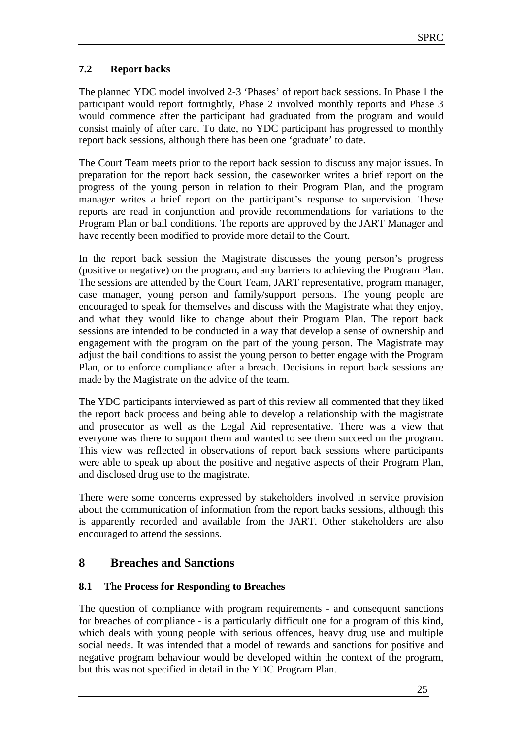### 7.2 Report backs

The planned YDC model involved 2-3 'Phases' of report back sessions. In Phase 1 the participant would report fortnightly, Phase 2 involved monthly reports and Phase 3 would commence after the participant had graduated from the program and would consist mainly of after care. To date, no YDC participant has progressed to monthly report back sessions, although there has been one 'graduate' to date.

The Court Team meets prior to the report back session to discuss any major issues. In preparation for the report back session, the caseworker writes a brief report on the progress of the young person in relation to their Program Plan, and the program manager writes a brief report on the participant's response to supervision. These reports are read in conjunction and provide recommendations for variations to the Program Plan or bail conditions. The reports are approved by the JART Manager and have recently been modified to provide more detail to the Court.

In the report back session the Magistrate discusses the young person's progress (positive or negative) on the program, and any barriers to achieving the Program Plan. The sessions are attended by the Court Team, JART representative, program manager, case manager, young person and family/support persons. The young people are encouraged to speak for themselves and discuss with the Magistrate what they enjoy, and what they would like to change about their Program Plan. The report back sessions are intended to be conducted in a way that develop a sense of ownership and engagement with the program on the part of the young person. The Magistrate may adjust the bail conditions to assist the young person to better engage with the Program Plan, or to enforce compliance after a breach. Decisions in report back sessions are made by the Magistrate on the advice of the team.

The YDC participants interviewed as part of this review all commented that they liked the report back process and being able to develop a relationship with the magistrate and prosecutor as well as the Legal Aid representative. There was a view that everyone was there to support them and wanted to see them succeed on the program. This view was reflected in observations of report back sessions where participants were able to speak up about the positive and negative aspects of their Program Plan, and disclosed drug use to the magistrate.

There were some concerns expressed by stakeholders involved in service provision about the communication of information from the report backs sessions, although this is apparently recorded and available from the JART. Other stakeholders are also encouraged to attend the sessions.

## 8 Breaches and Sanctions

### 8.1 The Process for Responding to Breaches

The question of compliance with program requirements - and consequent sanctions for breaches of compliance - is a particularly difficult one for a program of this kind, which deals with young people with serious offences, heavy drug use and multiple social needs. It was intended that a model of rewards and sanctions for positive and negative program behaviour would be developed within the context of the program, but this was not specified in detail in the YDC Program Plan.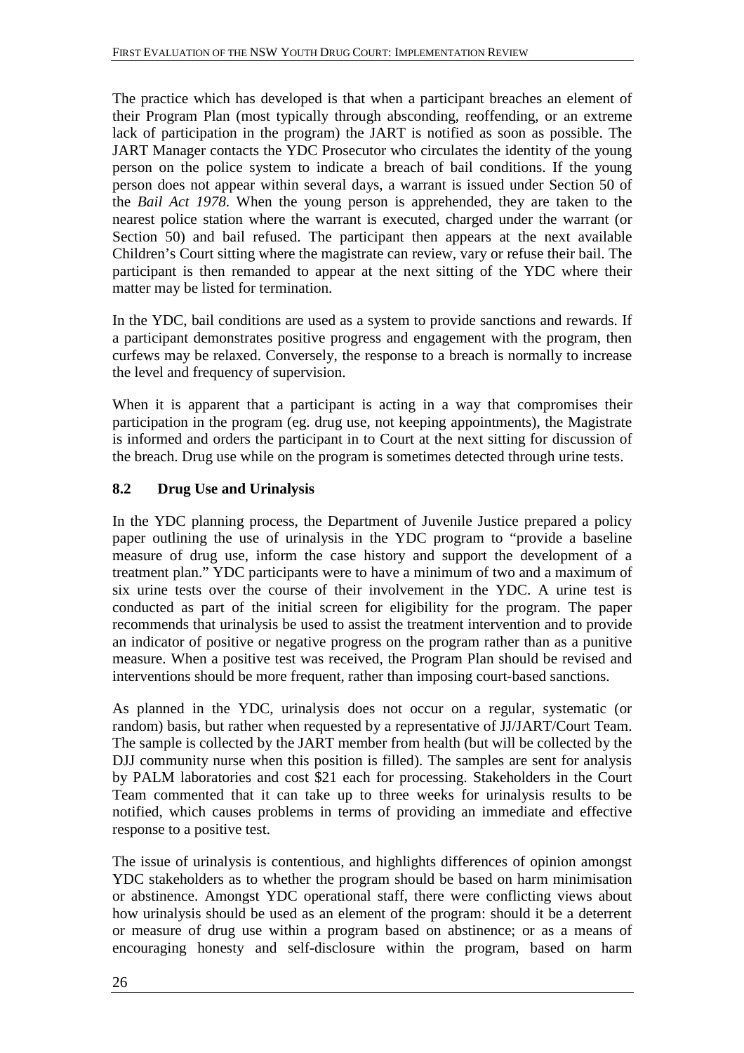The practice which has developed is that when a participant breaches an element of their Program Plan (most typically through absconding, reoffending, or an extreme lack of participation in the program) the JART is notified as soon as possible. The JART Manager contacts the YDC Prosecutor who circulates the identity of the young person on the police system to indicate a breach of bail conditions. If the young person does not appear within several days, a warrant is issued under Section 50 of the *Bail Act 1978*. When the young person is apprehended, they are taken to the nearest police station where the warrant is executed, charged under the warrant (or Section 50) and bail refused. The participant then appears at the next available Children's Court sitting where the magistrate can review, vary or refuse their bail. The participant is then remanded to appear at the next sitting of the YDC where their matter may be listed for termination.

In the YDC, bail conditions are used as a system to provide sanctions and rewards. If a participant demonstrates positive progress and engagement with the program, then curfews may be relaxed. Conversely, the response to a breach is normally to increase the level and frequency of supervision.

When it is apparent that a participant is acting in a way that compromises their participation in the program (eg. drug use, not keeping appointments), the Magistrate is informed and orders the participant in to Court at the next sitting for discussion of the breach. Drug use while on the program is sometimes detected through urine tests.

## 8.2 Drug Use and Urinalysis

In the YDC planning process, the Department of Juvenile Justice prepared a policy paper outlining the use of urinalysis in the YDC program to "provide a baseline measure of drug use, inform the case history and support the development of a treatment plan." YDC participants were to have a minimum of two and a maximum of six urine tests over the course of their involvement in the YDC. A urine test is conducted as part of the initial screen for eligibility for the program. The paper recommends that urinalysis be used to assist the treatment intervention and to provide an indicator of positive or negative progress on the program rather than as a punitive measure. When a positive test was received, the Program Plan should be revised and interventions should be more frequent, rather than imposing court-based sanctions.

As planned in the YDC, urinalysis does not occur on a regular, systematic (or random) basis, but rather when requested by a representative of JJ/JART/Court Team. The sample is collected by the JART member from health (but will be collected by the DJJ community nurse when this position is filled). The samples are sent for analysis by PALM laboratories and cost $21 each for processing. Stakeholders in the Court Team commented that it can take up to three weeks for urinalysis results to be notified, which causes problems in terms of providing an immediate and effective response to a positive test.

The issue of urinalysis is contentious, and highlights differences of opinion amongst YDC stakeholders as to whether the program should be based on harm minimisation or abstinence. Amongst YDC operational staff, there were conflicting views about how urinalysis should be used as an element of the program: should it be a deterrent or measure of drug use within a program based on abstinence; or as a means of encouraging honesty and self-disclosure within the program, based on harm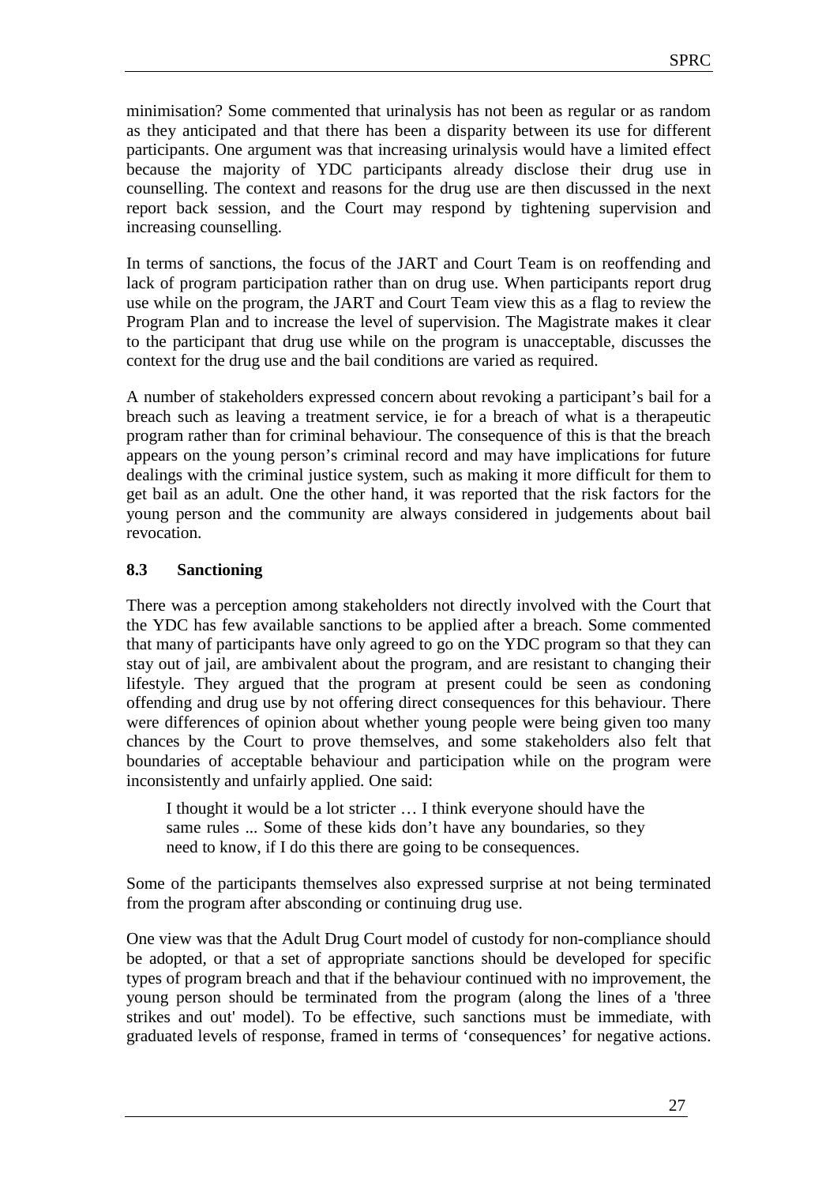minimisation? Some commented that urinalysis has not been as regular or as random as they anticipated and that there has been a disparity between its use for different participants. One argument was that increasing urinalysis would have a limited effect because the majority of YDC participants already disclose their drug use in counselling. The context and reasons for the drug use are then discussed in the next report back session, and the Court may respond by tightening supervision and increasing counselling.

In terms of sanctions, the focus of the JART and Court Team is on reoffending and lack of program participation rather than on drug use. When participants report drug use while on the program, the JART and Court Team view this as a flag to review the Program Plan and to increase the level of supervision. The Magistrate makes it clear to the participant that drug use while on the program is unacceptable, discusses the context for the drug use and the bail conditions are varied as required.

A number of stakeholders expressed concern about revoking a participant's bail for a breach such as leaving a treatment service, ie for a breach of what is a therapeutic program rather than for criminal behaviour. The consequence of this is that the breach appears on the young person's criminal record and may have implications for future dealings with the criminal justice system, such as making it more difficult for them to get bail as an adult. One the other hand, it was reported that the risk factors for the young person and the community are always considered in judgements about bail revocation.

### 8.3 Sanctioning

There was a perception among stakeholders not directly involved with the Court that the YDC has few available sanctions to be applied after a breach. Some commented that many of participants have only agreed to go on the YDC program so that they can stay out of jail, are ambivalent about the program, and are resistant to changing their lifestyle. They argued that the program at present could be seen as condoning offending and drug use by not offering direct consequences for this behaviour. There were differences of opinion about whether young people were being given too many chances by the Court to prove themselves, and some stakeholders also felt that boundaries of acceptable behaviour and participation while on the program were inconsistently and unfairly applied. One said:

> I thought it would be a lot stricter … I think everyone should have the same rules ... Some of these kids don't have any boundaries, so they need to know, if I do this there are going to be consequences.

Some of the participants themselves also expressed surprise at not being terminated from the program after absconding or continuing drug use.

One view was that the Adult Drug Court model of custody for non-compliance should be adopted, or that a set of appropriate sanctions should be developed for specific types of program breach and that if the behaviour continued with no improvement, the young person should be terminated from the program (along the lines of a 'three strikes and out' model). To be effective, such sanctions must be immediate, with graduated levels of response, framed in terms of 'consequences' for negative actions.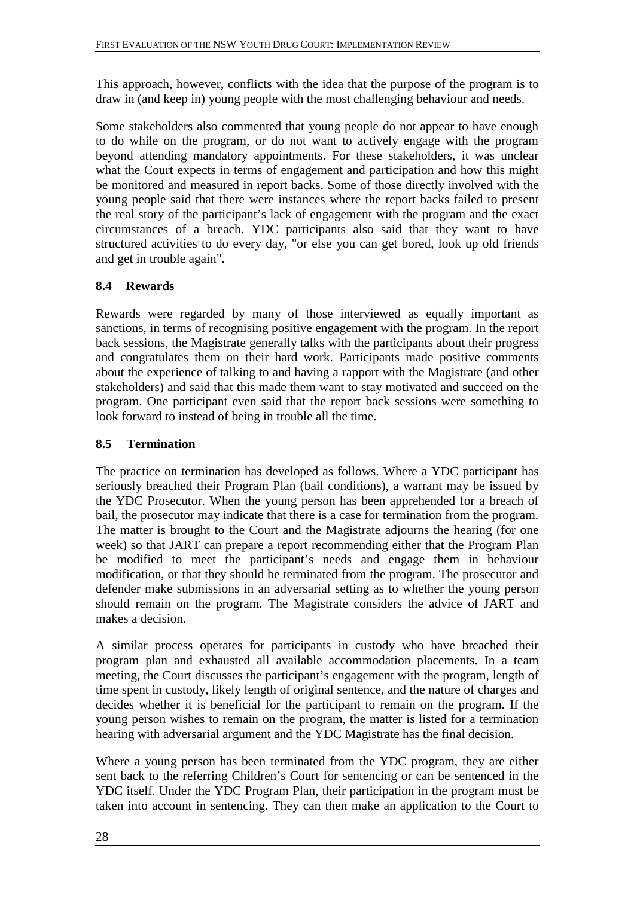This approach, however, conflicts with the idea that the purpose of the program is to draw in (and keep in) young people with the most challenging behaviour and needs.

Some stakeholders also commented that young people do not appear to have enough to do while on the program, or do not want to actively engage with the program beyond attending mandatory appointments. For these stakeholders, it was unclear what the Court expects in terms of engagement and participation and how this might be monitored and measured in report backs. Some of those directly involved with the young people said that there were instances where the report backs failed to present the real story of the participant's lack of engagement with the program and the exact circumstances of a breach. YDC participants also said that they want to have structured activities to do every day, "or else you can get bored, look up old friends and get in trouble again".

## 8.4 Rewards

Rewards were regarded by many of those interviewed as equally important as sanctions, in terms of recognising positive engagement with the program. In the report back sessions, the Magistrate generally talks with the participants about their progress and congratulates them on their hard work. Participants made positive comments about the experience of talking to and having a rapport with the Magistrate (and other stakeholders) and said that this made them want to stay motivated and succeed on the program. One participant even said that the report back sessions were something to look forward to instead of being in trouble all the time.

## 8.5 Termination

The practice on termination has developed as follows. Where a YDC participant has seriously breached their Program Plan (bail conditions), a warrant may be issued by the YDC Prosecutor. When the young person has been apprehended for a breach of bail, the prosecutor may indicate that there is a case for termination from the program. The matter is brought to the Court and the Magistrate adjourns the hearing (for one week) so that JART can prepare a report recommending either that the Program Plan be modified to meet the participant's needs and engage them in behaviour modification, or that they should be terminated from the program. The prosecutor and defender make submissions in an adversarial setting as to whether the young person should remain on the program. The Magistrate considers the advice of JART and makes a decision.

A similar process operates for participants in custody who have breached their program plan and exhausted all available accommodation placements. In a team meeting, the Court discusses the participant's engagement with the program, length of time spent in custody, likely length of original sentence, and the nature of charges and decides whether it is beneficial for the participant to remain on the program. If the young person wishes to remain on the program, the matter is listed for a termination hearing with adversarial argument and the YDC Magistrate has the final decision.

Where a young person has been terminated from the YDC program, they are either sent back to the referring Children's Court for sentencing or can be sentenced in the YDC itself. Under the YDC Program Plan, their participation in the program must be taken into account in sentencing. They can then make an application to the Court to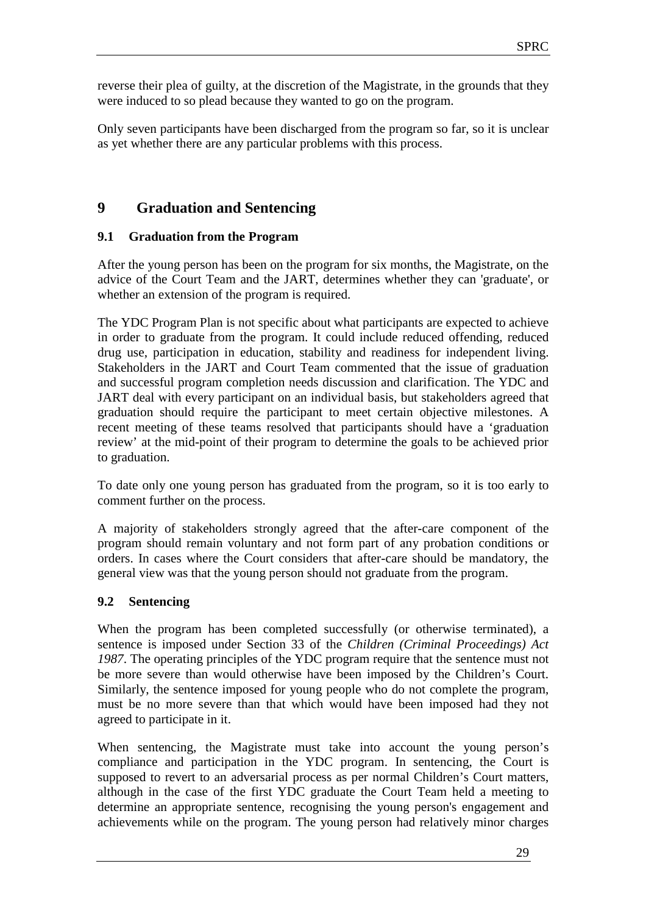reverse their plea of guilty, at the discretion of the Magistrate, in the grounds that they were induced to so plead because they wanted to go on the program.

Only seven participants have been discharged from the program so far, so it is unclear as yet whether there are any particular problems with this process.

# 9 Graduation and Sentencing

## 9.1 Graduation from the Program

After the young person has been on the program for six months, the Magistrate, on the advice of the Court Team and the JART, determines whether they can 'graduate', or whether an extension of the program is required.

The YDC Program Plan is not specific about what participants are expected to achieve in order to graduate from the program. It could include reduced offending, reduced drug use, participation in education, stability and readiness for independent living. Stakeholders in the JART and Court Team commented that the issue of graduation and successful program completion needs discussion and clarification. The YDC and JART deal with every participant on an individual basis, but stakeholders agreed that graduation should require the participant to meet certain objective milestones. A recent meeting of these teams resolved that participants should have a 'graduation review' at the mid-point of their program to determine the goals to be achieved prior to graduation.

To date only one young person has graduated from the program, so it is too early to comment further on the process.

A majority of stakeholders strongly agreed that the after-care component of the program should remain voluntary and not form part of any probation conditions or orders. In cases where the Court considers that after-care should be mandatory, the general view was that the young person should not graduate from the program.

## 9.2 Sentencing

When the program has been completed successfully (or otherwise terminated), a sentence is imposed under Section 33 of the *Children (Criminal Proceedings) Act 1987*. The operating principles of the YDC program require that the sentence must not be more severe than would otherwise have been imposed by the Children's Court. Similarly, the sentence imposed for young people who do not complete the program, must be no more severe than that which would have been imposed had they not agreed to participate in it.

When sentencing, the Magistrate must take into account the young person's compliance and participation in the YDC program. In sentencing, the Court is supposed to revert to an adversarial process as per normal Children's Court matters, although in the case of the first YDC graduate the Court Team held a meeting to determine an appropriate sentence, recognising the young person's engagement and achievements while on the program. The young person had relatively minor charges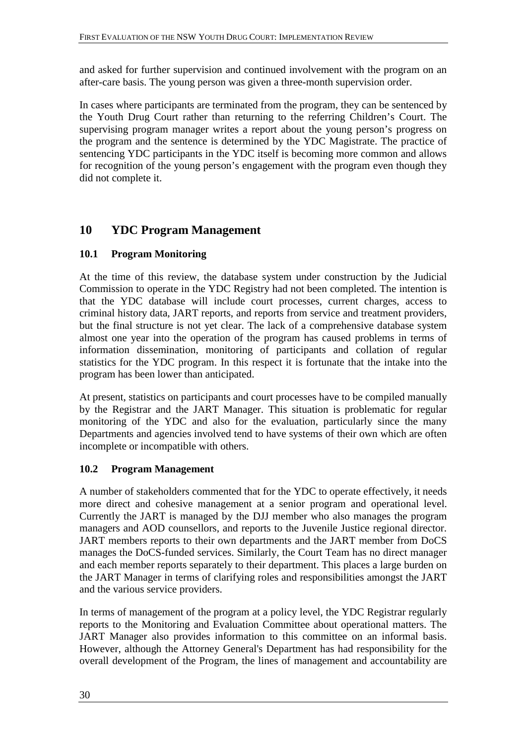and asked for further supervision and continued involvement with the program on an after-care basis. The young person was given a three-month supervision order.

In cases where participants are terminated from the program, they can be sentenced by the Youth Drug Court rather than returning to the referring Children's Court. The supervising program manager writes a report about the young person's progress on the program and the sentence is determined by the YDC Magistrate. The practice of sentencing YDC participants in the YDC itself is becoming more common and allows for recognition of the young person's engagement with the program even though they did not complete it.

# 10 YDC Program Management

## 10.1 Program Monitoring

At the time of this review, the database system under construction by the Judicial Commission to operate in the YDC Registry had not been completed. The intention is that the YDC database will include court processes, current charges, access to criminal history data, JART reports, and reports from service and treatment providers, but the final structure is not yet clear. The lack of a comprehensive database system almost one year into the operation of the program has caused problems in terms of information dissemination, monitoring of participants and collation of regular statistics for the YDC program. In this respect it is fortunate that the intake into the program has been lower than anticipated.

At present, statistics on participants and court processes have to be compiled manually by the Registrar and the JART Manager. This situation is problematic for regular monitoring of the YDC and also for the evaluation, particularly since the many Departments and agencies involved tend to have systems of their own which are often incomplete or incompatible with others.

## 10.2 Program Management

A number of stakeholders commented that for the YDC to operate effectively, it needs more direct and cohesive management at a senior program and operational level. Currently the JART is managed by the DJJ member who also manages the program managers and AOD counsellors, and reports to the Juvenile Justice regional director. JART members reports to their own departments and the JART member from DoCS manages the DoCS-funded services. Similarly, the Court Team has no direct manager and each member reports separately to their department. This places a large burden on the JART Manager in terms of clarifying roles and responsibilities amongst the JART and the various service providers.

In terms of management of the program at a policy level, the YDC Registrar regularly reports to the Monitoring and Evaluation Committee about operational matters. The JART Manager also provides information to this committee on an informal basis. However, although the Attorney General's Department has had responsibility for the overall development of the Program, the lines of management and accountability are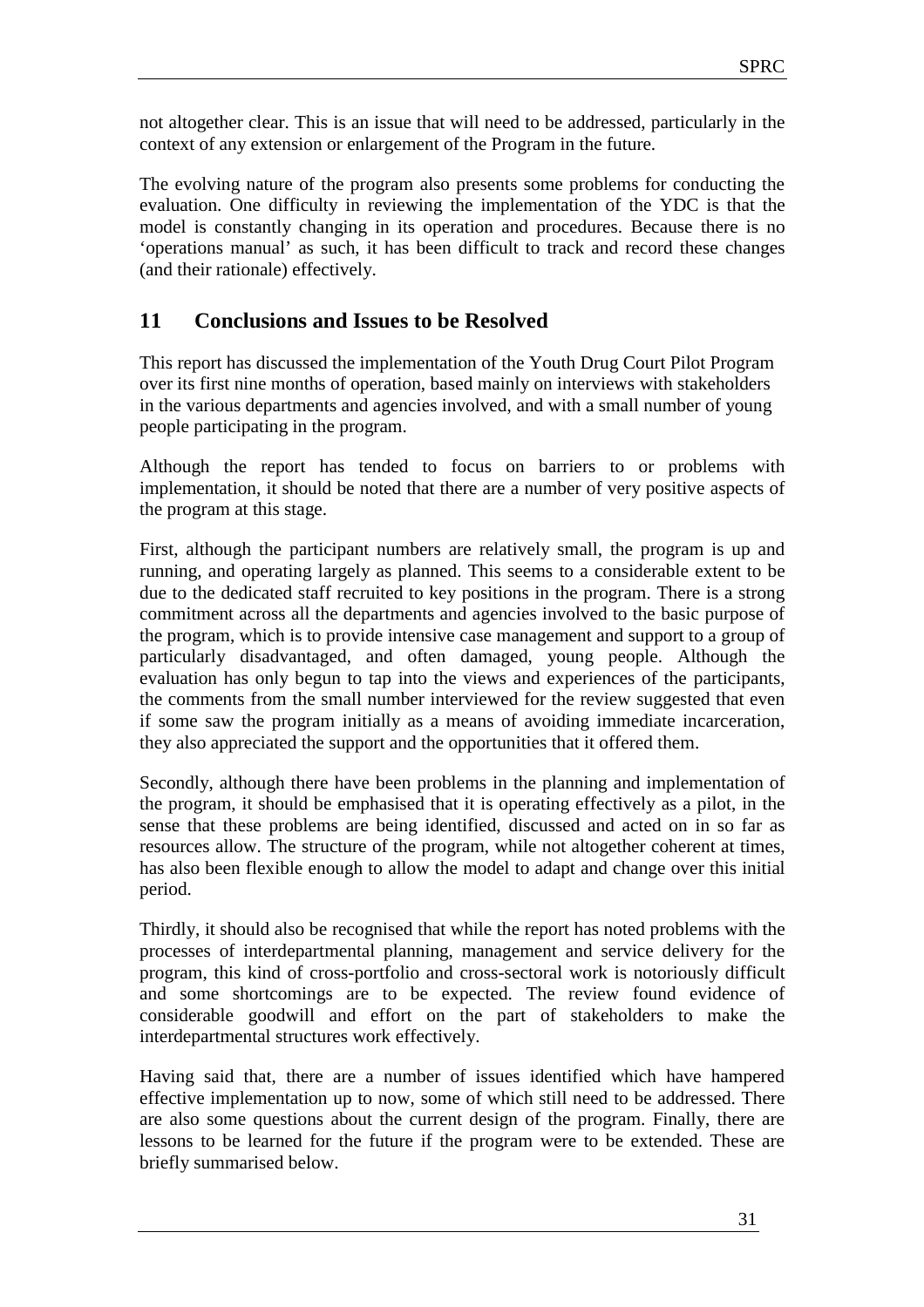not altogether clear. This is an issue that will need to be addressed, particularly in the context of any extension or enlargement of the Program in the future.

The evolving nature of the program also presents some problems for conducting the evaluation. One difficulty in reviewing the implementation of the YDC is that the model is constantly changing in its operation and procedures. Because there is no 'operations manual' as such, it has been difficult to track and record these changes (and their rationale) effectively.

## 11 Conclusions and Issues to be Resolved

This report has discussed the implementation of the Youth Drug Court Pilot Program over its first nine months of operation, based mainly on interviews with stakeholders in the various departments and agencies involved, and with a small number of young people participating in the program.

Although the report has tended to focus on barriers to or problems with implementation, it should be noted that there are a number of very positive aspects of the program at this stage.

First, although the participant numbers are relatively small, the program is up and running, and operating largely as planned. This seems to a considerable extent to be due to the dedicated staff recruited to key positions in the program. There is a strong commitment across all the departments and agencies involved to the basic purpose of the program, which is to provide intensive case management and support to a group of particularly disadvantaged, and often damaged, young people. Although the evaluation has only begun to tap into the views and experiences of the participants, the comments from the small number interviewed for the review suggested that even if some saw the program initially as a means of avoiding immediate incarceration, they also appreciated the support and the opportunities that it offered them.

Secondly, although there have been problems in the planning and implementation of the program, it should be emphasised that it is operating effectively as a pilot, in the sense that these problems are being identified, discussed and acted on in so far as resources allow. The structure of the program, while not altogether coherent at times, has also been flexible enough to allow the model to adapt and change over this initial period.

Thirdly, it should also be recognised that while the report has noted problems with the processes of interdepartmental planning, management and service delivery for the program, this kind of cross-portfolio and cross-sectoral work is notoriously difficult and some shortcomings are to be expected. The review found evidence of considerable goodwill and effort on the part of stakeholders to make the interdepartmental structures work effectively.

Having said that, there are a number of issues identified which have hampered effective implementation up to now, some of which still need to be addressed. There are also some questions about the current design of the program. Finally, there are lessons to be learned for the future if the program were to be extended. These are briefly summarised below.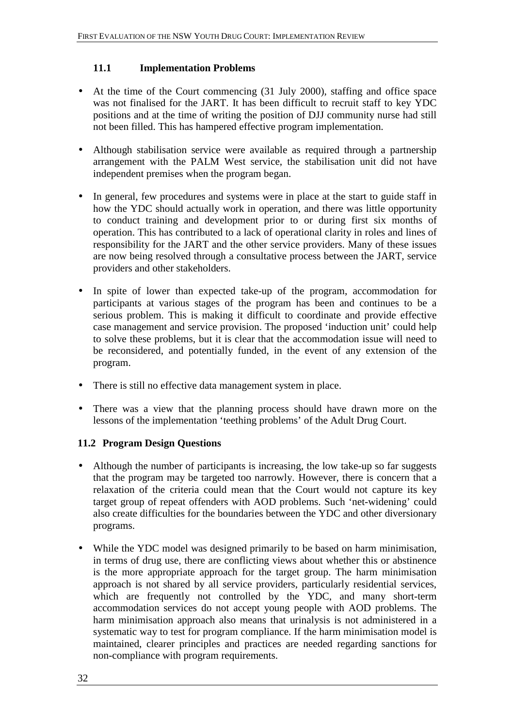### 11.1 Implementation Problems

- At the time of the Court commencing (31 July 2000), staffing and office space was not finalised for the JART. It has been difficult to recruit staff to key YDC positions and at the time of writing the position of DJJ community nurse had still not been filled. This has hampered effective program implementation.
- Although stabilisation service were available as required through a partnership arrangement with the PALM West service, the stabilisation unit did not have independent premises when the program began.
- In general, few procedures and systems were in place at the start to guide staff in how the YDC should actually work in operation, and there was little opportunity to conduct training and development prior to or during first six months of operation. This has contributed to a lack of operational clarity in roles and lines of responsibility for the JART and the other service providers. Many of these issues are now being resolved through a consultative process between the JART, service providers and other stakeholders.
- In spite of lower than expected take-up of the program, accommodation for participants at various stages of the program has been and continues to be a serious problem. This is making it difficult to coordinate and provide effective case management and service provision. The proposed 'induction unit' could help to solve these problems, but it is clear that the accommodation issue will need to be reconsidered, and potentially funded, in the event of any extension of the program.
- There is still no effective data management system in place.
- There was a view that the planning process should have drawn more on the lessons of the implementation 'teething problems' of the Adult Drug Court.

### 11.2 Program Design Questions

- Although the number of participants is increasing, the low take-up so far suggests that the program may be targeted too narrowly. However, there is concern that a relaxation of the criteria could mean that the Court would not capture its key target group of repeat offenders with AOD problems. Such 'net-widening' could also create difficulties for the boundaries between the YDC and other diversionary programs.
- While the YDC model was designed primarily to be based on harm minimisation, in terms of drug use, there are conflicting views about whether this or abstinence is the more appropriate approach for the target group. The harm minimisation approach is not shared by all service providers, particularly residential services, which are frequently not controlled by the YDC, and many short-term accommodation services do not accept young people with AOD problems. The harm minimisation approach also means that urinalysis is not administered in a systematic way to test for program compliance. If the harm minimisation model is maintained, clearer principles and practices are needed regarding sanctions for non-compliance with program requirements.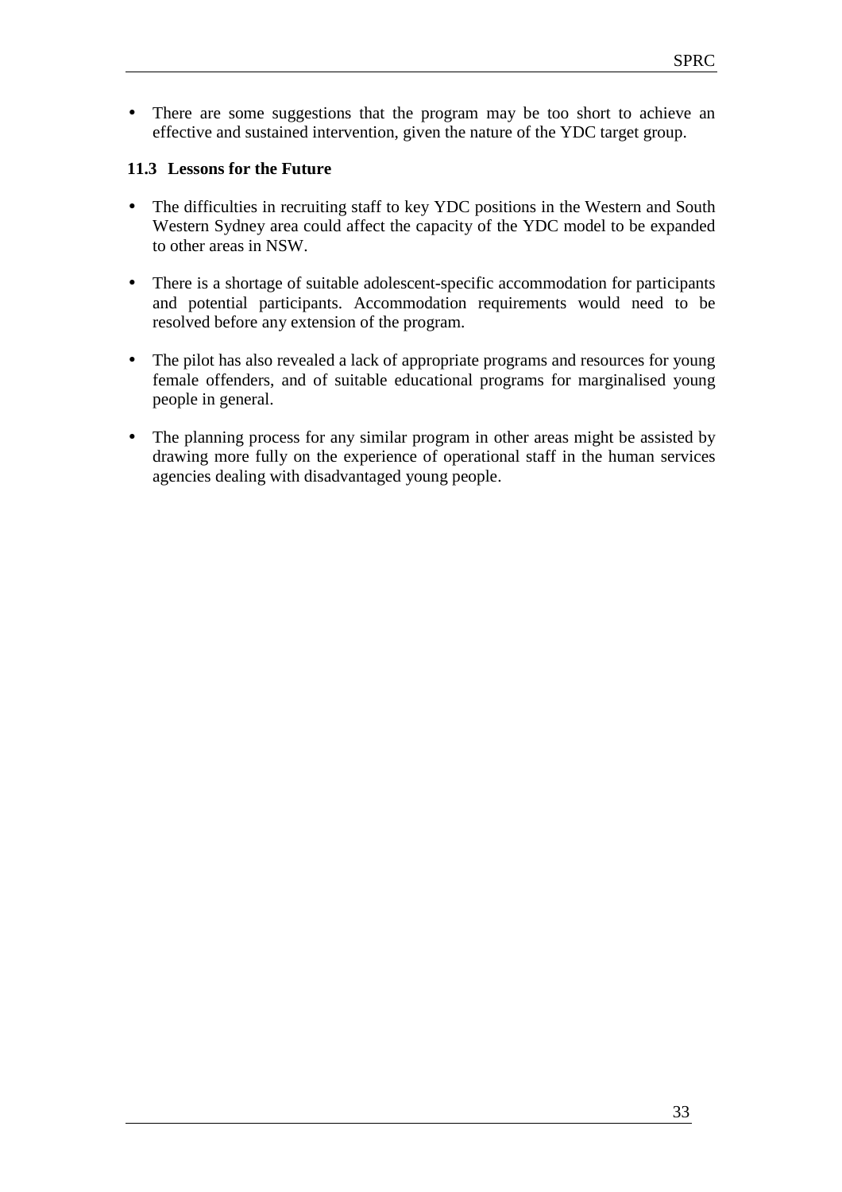- There are some suggestions that the program may be too short to achieve an effective and sustained intervention, given the nature of the YDC target group.

### 11.3 Lessons for the Future

- The difficulties in recruiting staff to key YDC positions in the Western and South Western Sydney area could affect the capacity of the YDC model to be expanded to other areas in NSW.

- There is a shortage of suitable adolescent-specific accommodation for participants and potential participants. Accommodation requirements would need to be resolved before any extension of the program.

- The pilot has also revealed a lack of appropriate programs and resources for young female offenders, and of suitable educational programs for marginalised young people in general.

- The planning process for any similar program in other areas might be assisted by drawing more fully on the experience of operational staff in the human services agencies dealing with disadvantaged young people.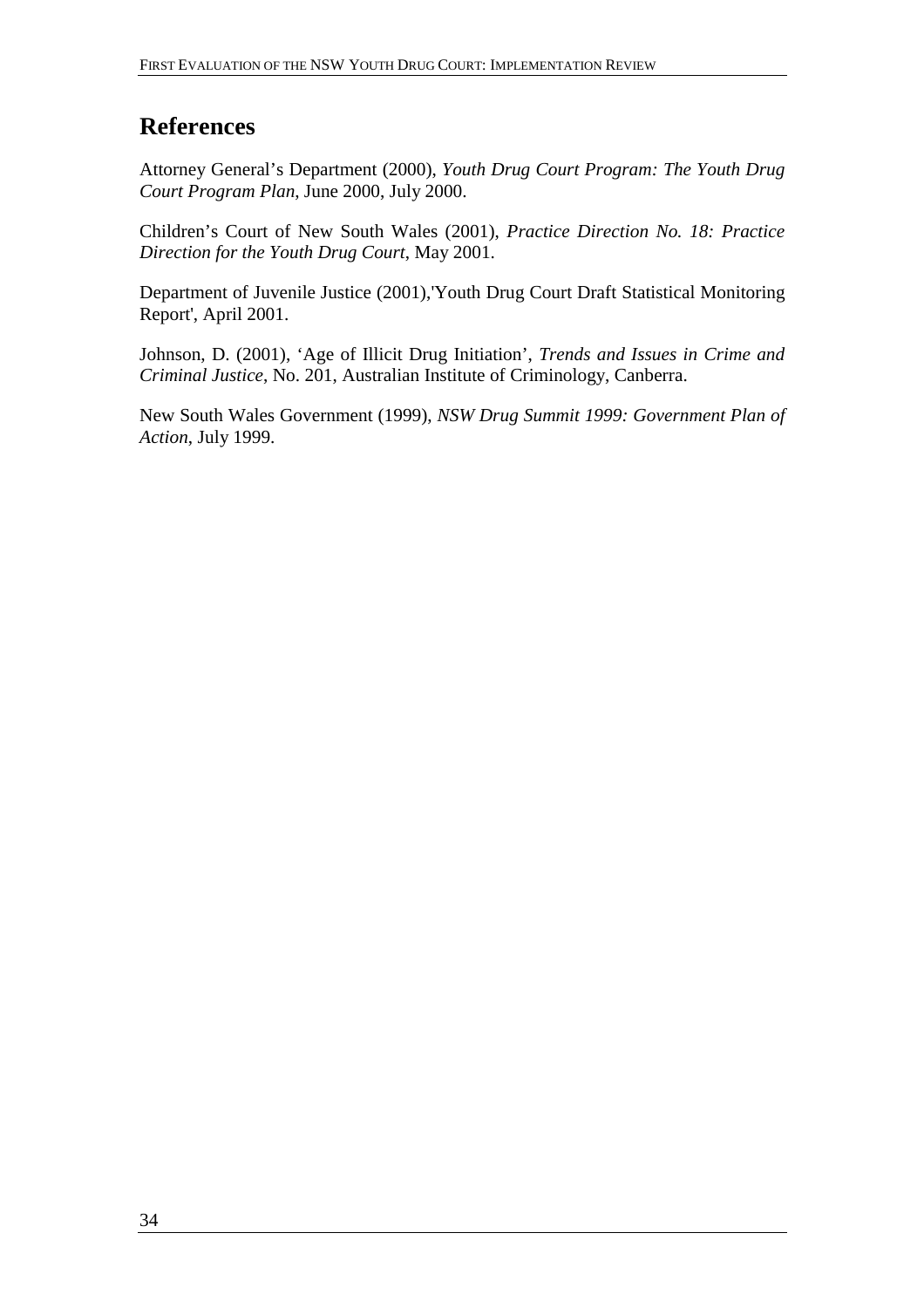## References

Attorney General's Department (2000), *Youth Drug Court Program: The Youth Drug Court Program Plan*, June 2000, July 2000.

Children's Court of New South Wales (2001), *Practice Direction No. 18: Practice Direction for the Youth Drug Court*, May 2001.

Department of Juvenile Justice (2001),'Youth Drug Court Draft Statistical Monitoring Report', April 2001.

Johnson, D. (2001), 'Age of Illicit Drug Initiation', *Trends and Issues in Crime and Criminal Justice*, No. 201, Australian Institute of Criminology, Canberra.

New South Wales Government (1999), *NSW Drug Summit 1999: Government Plan of Action*, July 1999.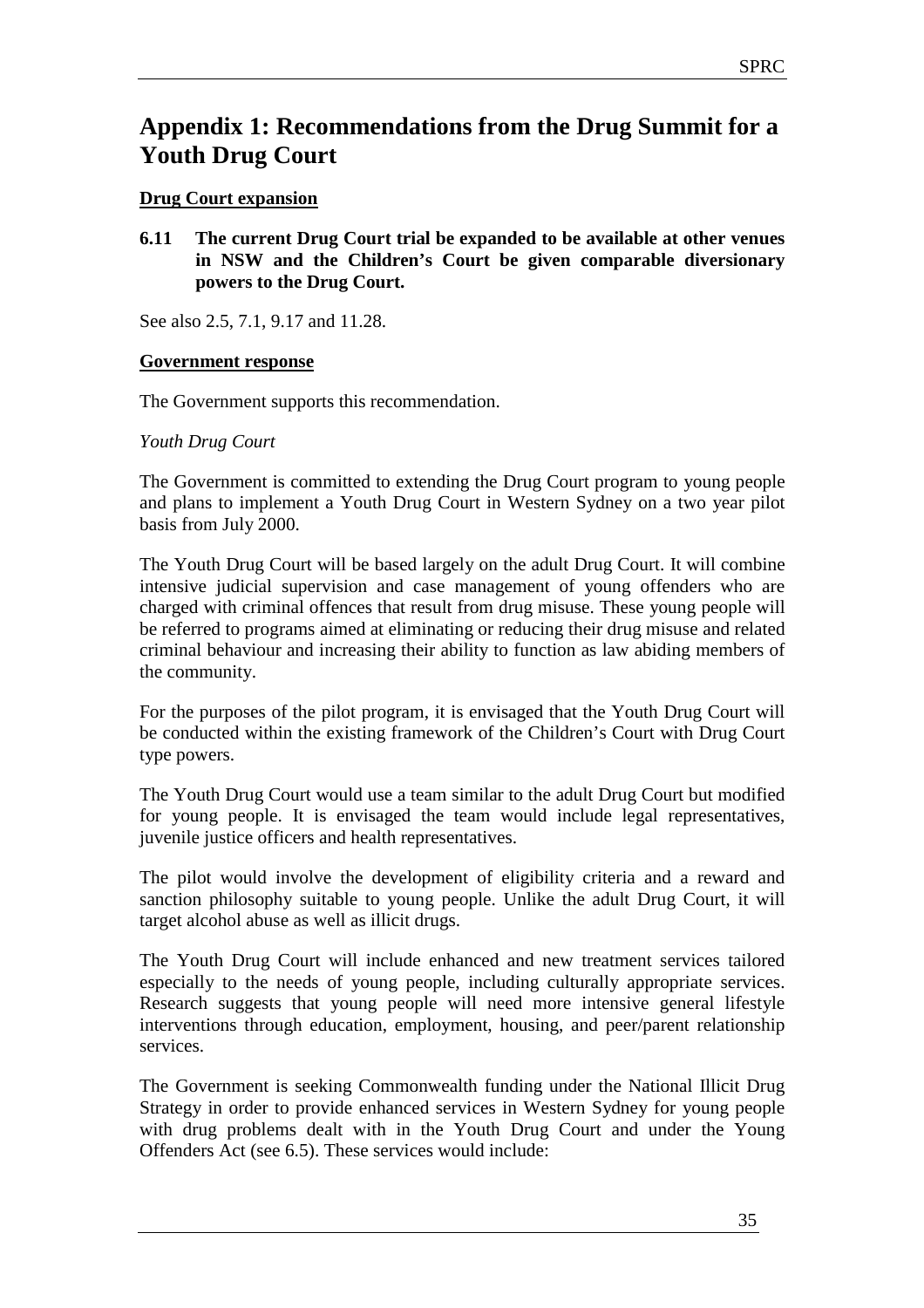# Appendix 1: Recommendations from the Drug Summit for a Youth Drug Court

**Drug Court expansion**

**6.11 The current Drug Court trial be expanded to be available at other venues in NSW and the Children's Court be given comparable diversionary powers to the Drug Court.**

See also 2.5, 7.1, 9.17 and 11.28.

**Government response**

The Government supports this recommendation.

*Youth Drug Court*

The Government is committed to extending the Drug Court program to young people and plans to implement a Youth Drug Court in Western Sydney on a two year pilot basis from July 2000.

The Youth Drug Court will be based largely on the adult Drug Court. It will combine intensive judicial supervision and case management of young offenders who are charged with criminal offences that result from drug misuse. These young people will be referred to programs aimed at eliminating or reducing their drug misuse and related criminal behaviour and increasing their ability to function as law abiding members of the community.

For the purposes of the pilot program, it is envisaged that the Youth Drug Court will be conducted within the existing framework of the Children's Court with Drug Court type powers.

The Youth Drug Court would use a team similar to the adult Drug Court but modified for young people. It is envisaged the team would include legal representatives, juvenile justice officers and health representatives.

The pilot would involve the development of eligibility criteria and a reward and sanction philosophy suitable to young people. Unlike the adult Drug Court, it will target alcohol abuse as well as illicit drugs.

The Youth Drug Court will include enhanced and new treatment services tailored especially to the needs of young people, including culturally appropriate services. Research suggests that young people will need more intensive general lifestyle interventions through education, employment, housing, and peer/parent relationship services.

The Government is seeking Commonwealth funding under the National Illicit Drug Strategy in order to provide enhanced services in Western Sydney for young people with drug problems dealt with in the Youth Drug Court and under the Young Offenders Act (see 6.5). These services would include: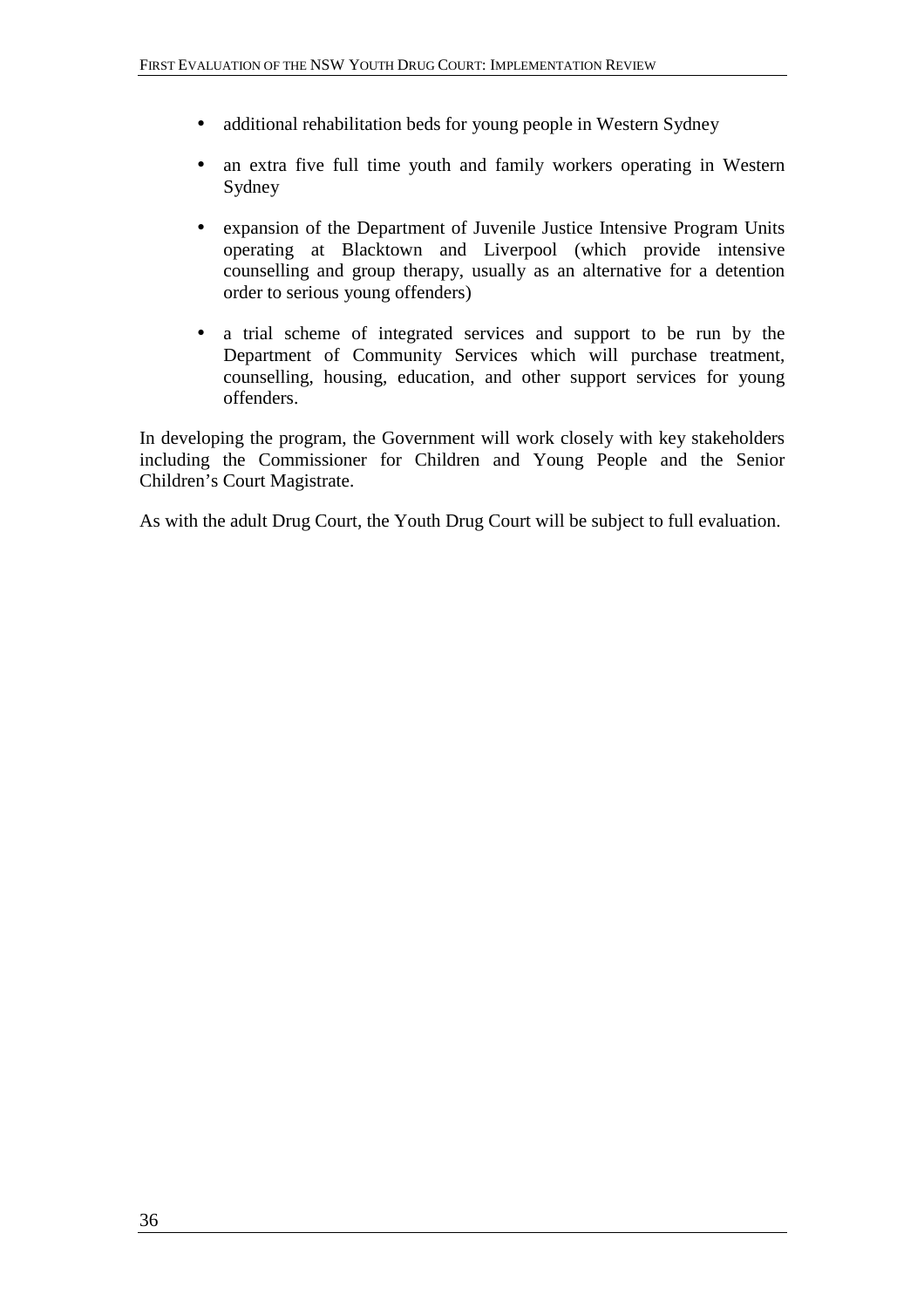- additional rehabilitation beds for young people in Western Sydney
- an extra five full time youth and family workers operating in Western Sydney
- expansion of the Department of Juvenile Justice Intensive Program Units operating at Blacktown and Liverpool (which provide intensive counselling and group therapy, usually as an alternative for a detention order to serious young offenders)
- a trial scheme of integrated services and support to be run by the Department of Community Services which will purchase treatment, counselling, housing, education, and other support services for young offenders.

In developing the program, the Government will work closely with key stakeholders including the Commissioner for Children and Young People and the Senior Children's Court Magistrate.

As with the adult Drug Court, the Youth Drug Court will be subject to full evaluation.